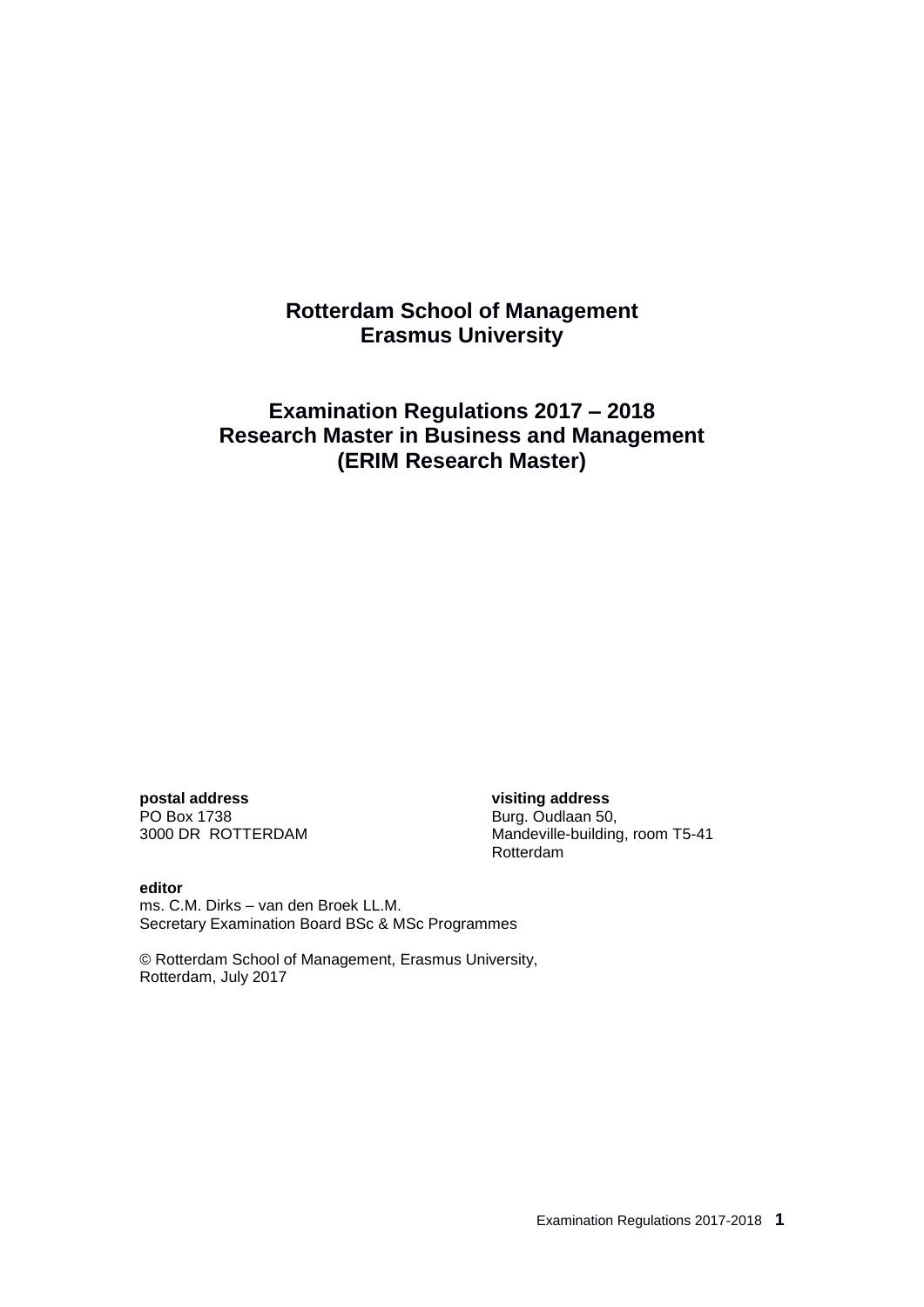# Rotterdam School of Management
# Erasmus University

## Examination Regulations 2017 – 2018
## Research Master in Business and Management
## (ERIM Research Master)

**postal address**
PO Box 1738
3000 DR ROTTERDAM

**visiting address**
Burg. Oudlaan 50,
Mandeville-building, room T5-41
Rotterdam

**editor**
ms. C.M. Dirks – van den Broek LL.M.
Secretary Examination Board BSc & MSc Programmes

© Rotterdam School of Management, Erasmus University,
Rotterdam, July 2017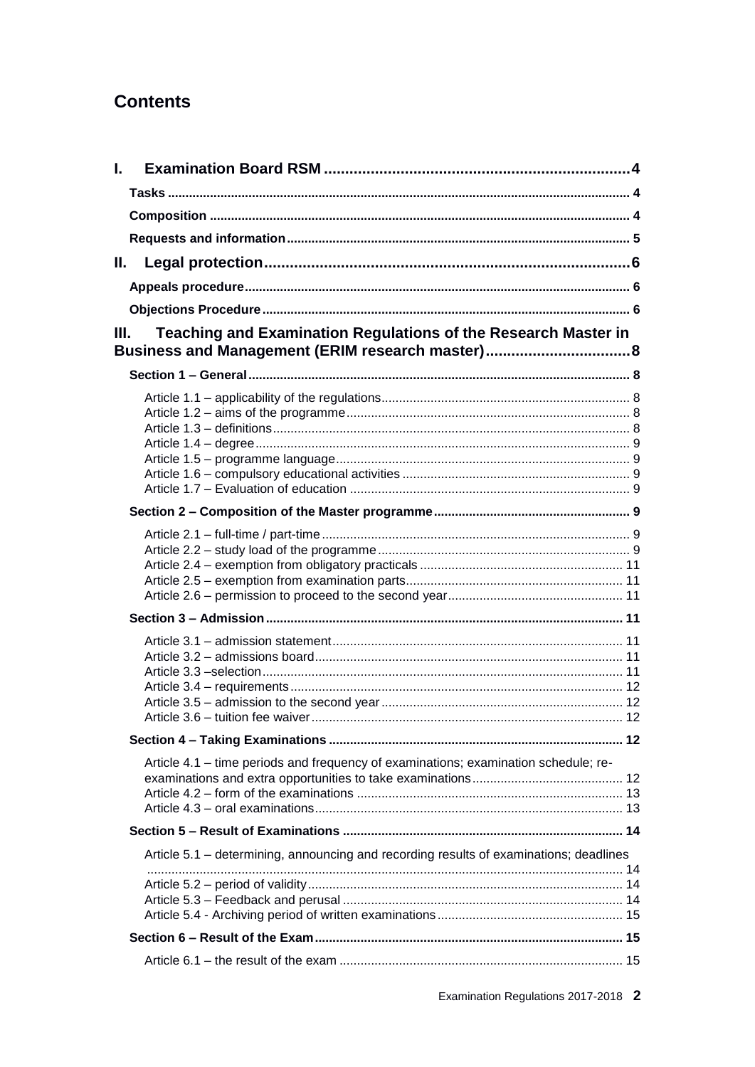# Contents

**I. Examination Board RSM** ... 4

**Tasks** ... 4

**Composition** ... 4

**Requests and information** ... 5

**II. Legal protection** ... 6

**Appeals procedure** ... 6

**Objections Procedure** ... 6

**III. Teaching and Examination Regulations of the Research Master in Business and Management (ERIM research master)** ... 8

**Section 1 – General** ... 8

- Article 1.1 – applicability of the regulations ... 8
- Article 1.2 – aims of the programme ... 8
- Article 1.3 – definitions ... 8
- Article 1.4 – degree ... 9
- Article 1.5 – programme language ... 9
- Article 1.6 – compulsory educational activities ... 9
- Article 1.7 – Evaluation of education ... 9

**Section 2 – Composition of the Master programme** ... 9

- Article 2.1 – full-time / part-time ... 9
- Article 2.2 – study load of the programme ... 9
- Article 2.4 – exemption from obligatory practicals ... 11
- Article 2.5 – exemption from examination parts ... 11
- Article 2.6 – permission to proceed to the second year ... 11

**Section 3 – Admission** ... 11

- Article 3.1 – admission statement ... 11
- Article 3.2 – admissions board ... 11
- Article 3.3 –selection ... 11
- Article 3.4 – requirements ... 12
- Article 3.5 – admission to the second year ... 12
- Article 3.6 – tuition fee waiver ... 12

**Section 4 – Taking Examinations** ... 12

- Article 4.1 – time periods and frequency of examinations; examination schedule; re-examinations and extra opportunities to take examinations ... 12
- Article 4.2 – form of the examinations ... 13
- Article 4.3 – oral examinations ... 13

**Section 5 – Result of Examinations** ... 14

- Article 5.1 – determining, announcing and recording results of examinations; deadlines ... 14
- Article 5.2 – period of validity ... 14
- Article 5.3 – Feedback and perusal ... 14
- Article 5.4 - Archiving period of written examinations ... 15

**Section 6 – Result of the Exam** ... 15

- Article 6.1 – the result of the exam ... 15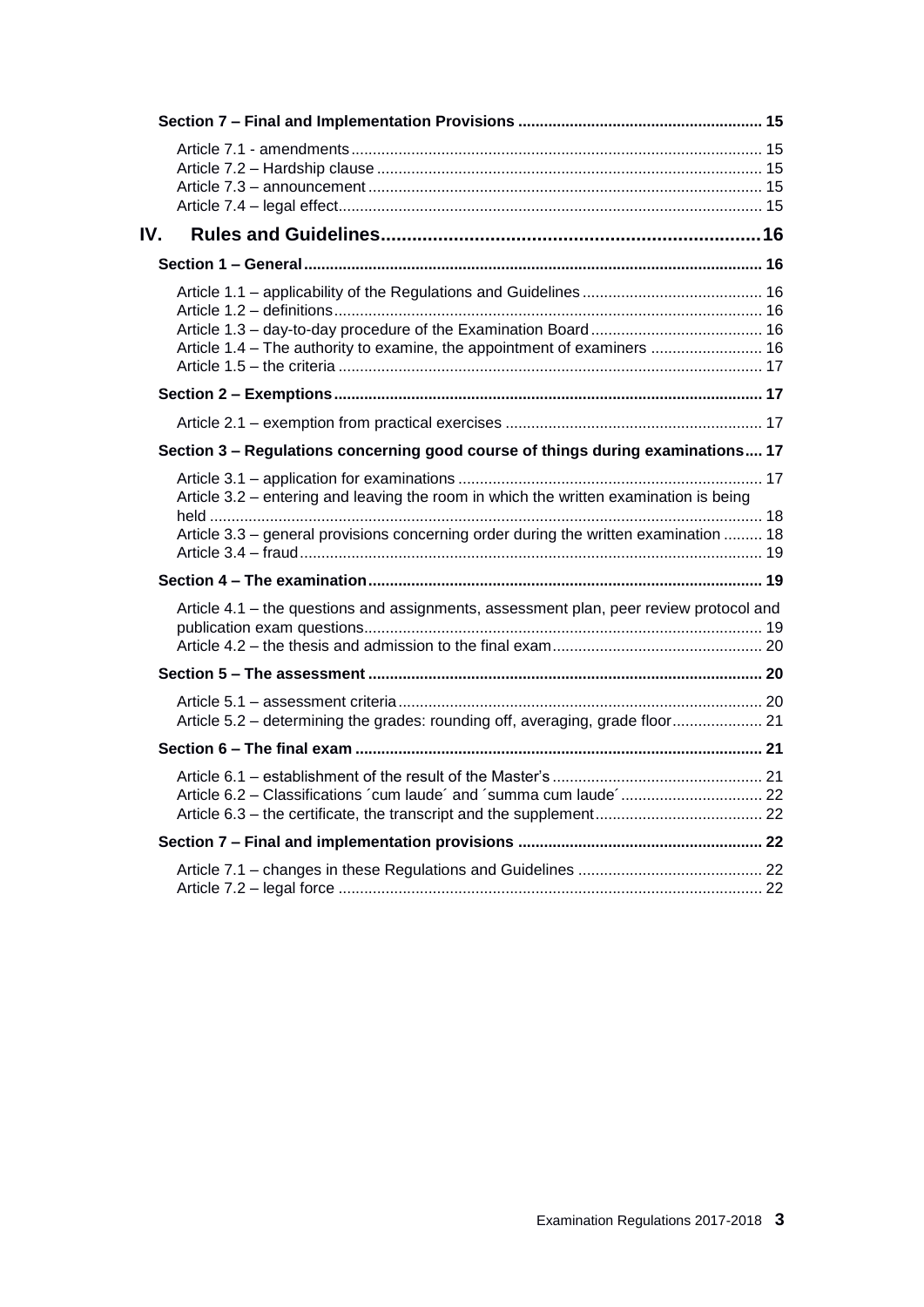**Section 7 – Final and Implementation Provisions** ........................................................ 15

Article 7.1 - amendments .............................................................................................. 15
Article 7.2 – Hardship clause ......................................................................................... 15
Article 7.3 – announcement ........................................................................................... 15
Article 7.4 – legal effect.................................................................................................. 15

# IV. Rules and Guidelines.........................................................................16

**Section 1 – General** ......................................................................................................... 16

Article 1.1 – applicability of the Regulations and Guidelines .......................................... 16
Article 1.2 – definitions ................................................................................................... 16
Article 1.3 – day-to-day procedure of the Examination Board ........................................ 16
Article 1.4 – The authority to examine, the appointment of examiners .......................... 16
Article 1.5 – the criteria .................................................................................................. 17

**Section 2 – Exemptions** .................................................................................................. 17

Article 2.1 – exemption from practical exercises ........................................................... 17

**Section 3 – Regulations concerning good course of things during examinations** .... 17

Article 3.1 – application for examinations ...................................................................... 17
Article 3.2 – entering and leaving the room in which the written examination is being held ................................................................................................................................ 18
Article 3.3 – general provisions concerning order during the written examination ......... 18
Article 3.4 – fraud ........................................................................................................... 19

**Section 4 – The examination** .......................................................................................... 19

Article 4.1 – the questions and assignments, assessment plan, peer review protocol and publication exam questions ............................................................................................ 19
Article 4.2 – the thesis and admission to the final exam ................................................ 20

**Section 5 – The assessment** .......................................................................................... 20

Article 5.1 – assessment criteria .................................................................................... 20
Article 5.2 – determining the grades: rounding off, averaging, grade floor ..................... 21

**Section 6 – The final exam** ............................................................................................. 21

Article 6.1 – establishment of the result of the Master's ................................................ 21
Article 6.2 – Classifications ´cum laude´ and ´summa cum laude´ ................................. 22
Article 6.3 – the certificate, the transcript and the supplement ....................................... 22

**Section 7 – Final and implementation provisions** ........................................................ 22

Article 7.1 – changes in these Regulations and Guidelines ........................................... 22
Article 7.2 – legal force .................................................................................................. 22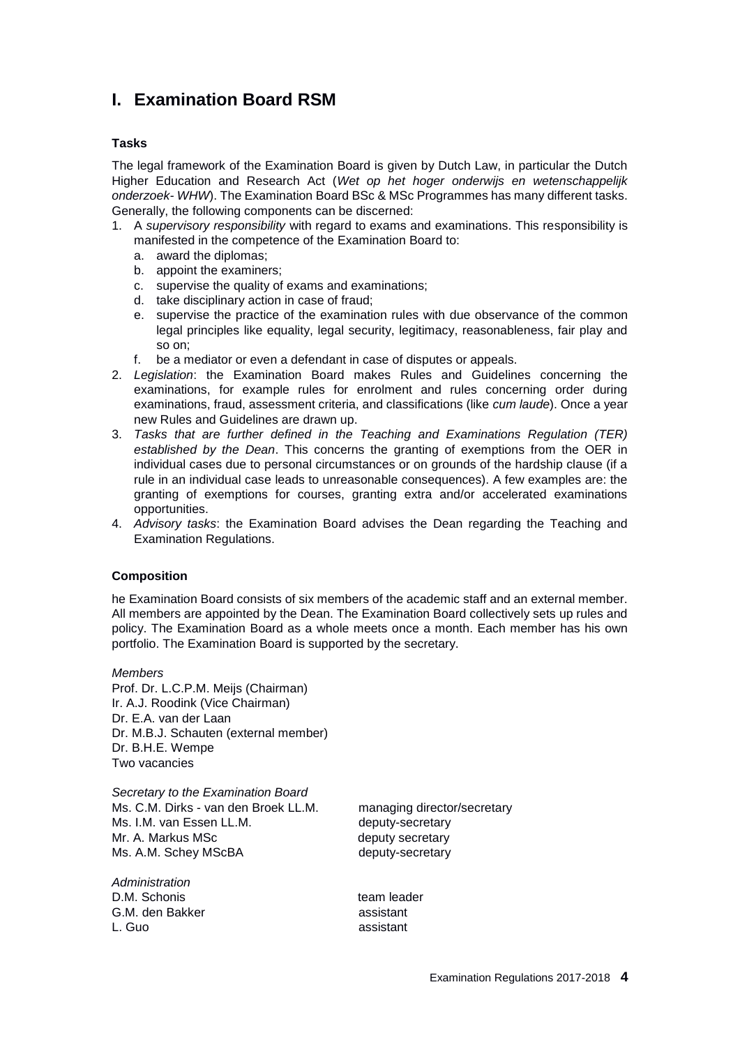# I. Examination Board RSM

### Tasks

The legal framework of the Examination Board is given by Dutch Law, in particular the Dutch Higher Education and Research Act (*Wet op het hoger onderwijs en wetenschappelijk onderzoek- WHW*). The Examination Board BSc & MSc Programmes has many different tasks. Generally, the following components can be discerned:

1. A *supervisory responsibility* with regard to exams and examinations. This responsibility is manifested in the competence of the Examination Board to:
   a. award the diplomas;
   b. appoint the examiners;
   c. supervise the quality of exams and examinations;
   d. take disciplinary action in case of fraud;
   e. supervise the practice of the examination rules with due observance of the common legal principles like equality, legal security, legitimacy, reasonableness, fair play and so on;
   f. be a mediator or even a defendant in case of disputes or appeals.
2. *Legislation*: the Examination Board makes Rules and Guidelines concerning the examinations, for example rules for enrolment and rules concerning order during examinations, fraud, assessment criteria, and classifications (like *cum laude*). Once a year new Rules and Guidelines are drawn up.
3. *Tasks that are further defined in the Teaching and Examinations Regulation (TER) established by the Dean*. This concerns the granting of exemptions from the OER in individual cases due to personal circumstances or on grounds of the hardship clause (if a rule in an individual case leads to unreasonable consequences). A few examples are: the granting of exemptions for courses, granting extra and/or accelerated examinations opportunities.
4. *Advisory tasks*: the Examination Board advises the Dean regarding the Teaching and Examination Regulations.

### Composition

he Examination Board consists of six members of the academic staff and an external member. All members are appointed by the Dean. The Examination Board collectively sets up rules and policy. The Examination Board as a whole meets once a month. Each member has his own portfolio. The Examination Board is supported by the secretary.

*Members*
Prof. Dr. L.C.P.M. Meijs (Chairman)
Ir. A.J. Roodink (Vice Chairman)
Dr. E.A. van der Laan
Dr. M.B.J. Schauten (external member)
Dr. B.H.E. Wempe
Two vacancies

*Secretary to the Examination Board*

| | |
|---|---|
| Ms. C.M. Dirks - van den Broek LL.M. | managing director/secretary |
| Ms. I.M. van Essen LL.M. | deputy-secretary |
| Mr. A. Markus MSc | deputy secretary |
| Ms. A.M. Schey MScBA | deputy-secretary |

*Administration*

| | |
|---|---|
| D.M. Schonis | team leader |
| G.M. den Bakker | assistant |
| L. Guo | assistant |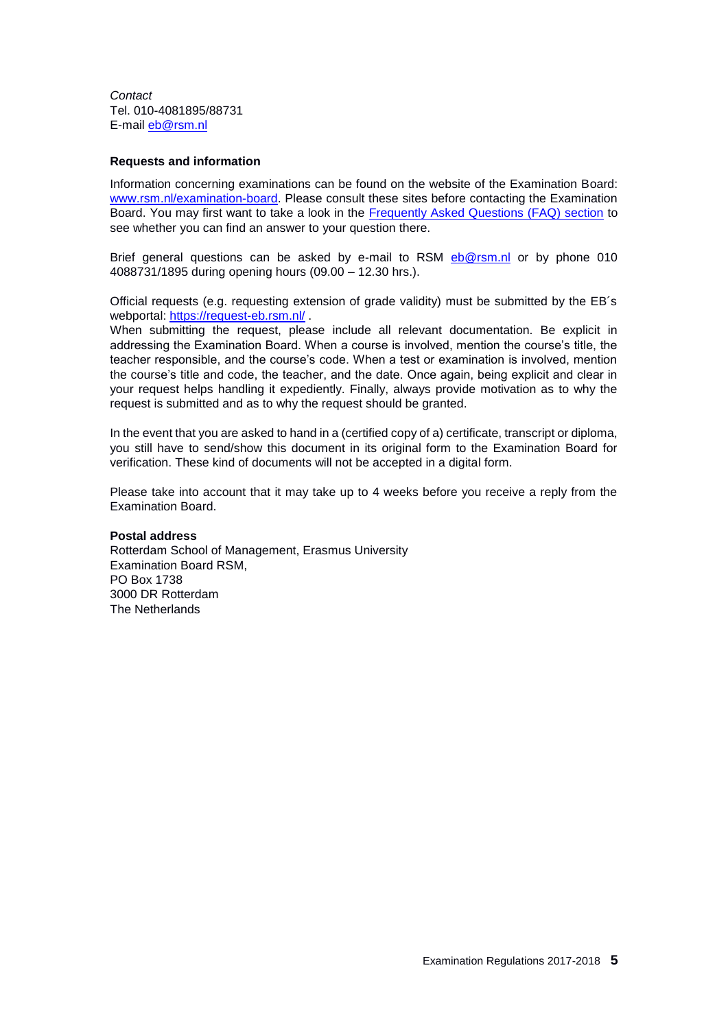*Contact*
Tel. 010-4081895/88731
E-mail [eb@rsm.nl](mailto:eb@rsm.nl)

**Requests and information**

Information concerning examinations can be found on the website of the Examination Board: [www.rsm.nl/examination-board](http://www.rsm.nl/examination-board). Please consult these sites before contacting the Examination Board. You may first want to take a look in the [Frequently Asked Questions (FAQ) section](#) to see whether you can find an answer to your question there.

Brief general questions can be asked by e-mail to RSM [eb@rsm.nl](mailto:eb@rsm.nl) or by phone 010 4088731/1895 during opening hours (09.00 – 12.30 hrs.).

Official requests (e.g. requesting extension of grade validity) must be submitted by the EB´s webportal: [https://request-eb.rsm.nl/](https://request-eb.rsm.nl/) .
When submitting the request, please include all relevant documentation. Be explicit in addressing the Examination Board. When a course is involved, mention the course's title, the teacher responsible, and the course's code. When a test or examination is involved, mention the course's title and code, the teacher, and the date. Once again, being explicit and clear in your request helps handling it expediently. Finally, always provide motivation as to why the request is submitted and as to why the request should be granted.

In the event that you are asked to hand in a (certified copy of a) certificate, transcript or diploma, you still have to send/show this document in its original form to the Examination Board for verification. These kind of documents will not be accepted in a digital form.

Please take into account that it may take up to 4 weeks before you receive a reply from the Examination Board.

**Postal address**
Rotterdam School of Management, Erasmus University
Examination Board RSM,
PO Box 1738
3000 DR Rotterdam
The Netherlands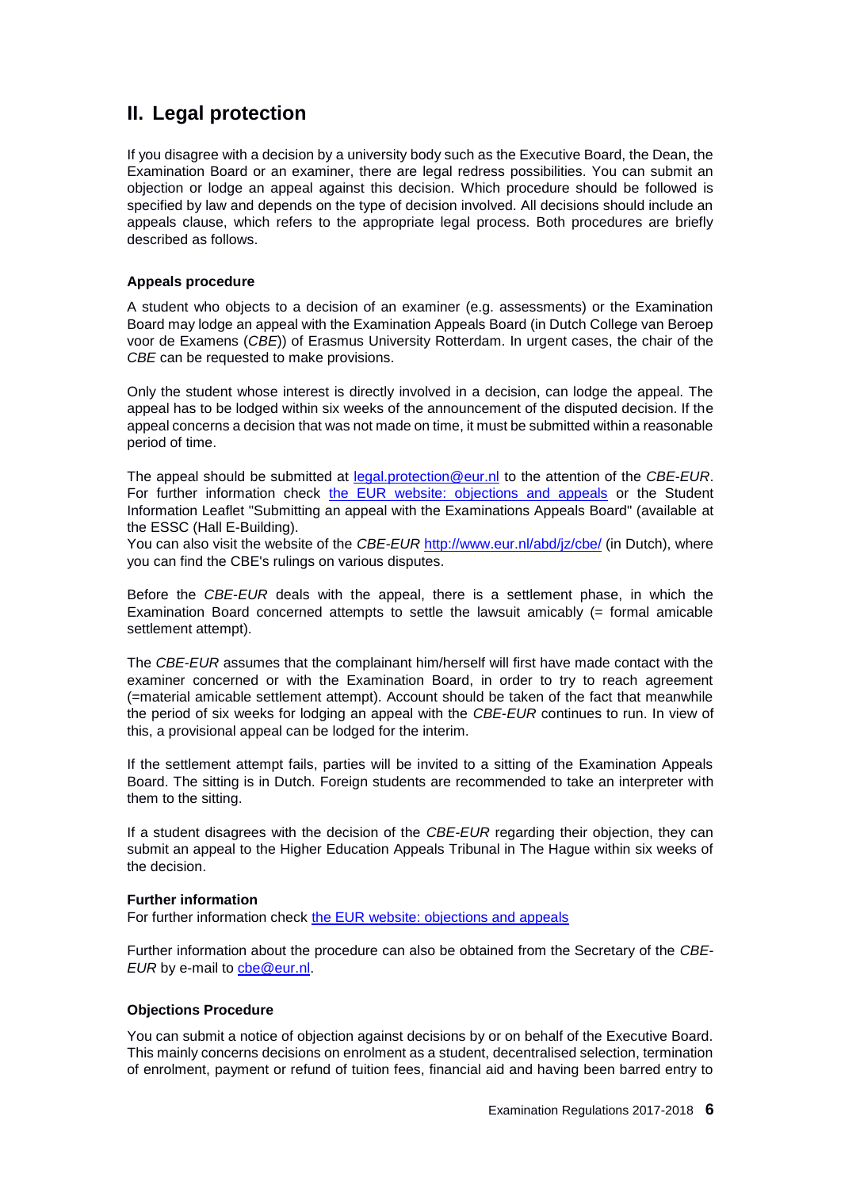## II. Legal protection

If you disagree with a decision by a university body such as the Executive Board, the Dean, the Examination Board or an examiner, there are legal redress possibilities. You can submit an objection or lodge an appeal against this decision. Which procedure should be followed is specified by law and depends on the type of decision involved. All decisions should include an appeals clause, which refers to the appropriate legal process. Both procedures are briefly described as follows.

### Appeals procedure

A student who objects to a decision of an examiner (e.g. assessments) or the Examination Board may lodge an appeal with the Examination Appeals Board (in Dutch College van Beroep voor de Examens (*CBE*)) of Erasmus University Rotterdam. In urgent cases, the chair of the *CBE* can be requested to make provisions.

Only the student whose interest is directly involved in a decision, can lodge the appeal. The appeal has to be lodged within six weeks of the announcement of the disputed decision. If the appeal concerns a decision that was not made on time, it must be submitted within a reasonable period of time.

The appeal should be submitted at legal.protection@eur.nl to the attention of the *CBE-EUR*. For further information check the EUR website: objections and appeals or the Student Information Leaflet "Submitting an appeal with the Examinations Appeals Board" (available at the ESSC (Hall E-Building).
You can also visit the website of the *CBE-EUR* http://www.eur.nl/abd/jz/cbe/ (in Dutch), where you can find the CBE's rulings on various disputes.

Before the *CBE-EUR* deals with the appeal, there is a settlement phase, in which the Examination Board concerned attempts to settle the lawsuit amicably (= formal amicable settlement attempt).

The *CBE-EUR* assumes that the complainant him/herself will first have made contact with the examiner concerned or with the Examination Board, in order to try to reach agreement (=material amicable settlement attempt). Account should be taken of the fact that meanwhile the period of six weeks for lodging an appeal with the *CBE-EUR* continues to run. In view of this, a provisional appeal can be lodged for the interim.

If the settlement attempt fails, parties will be invited to a sitting of the Examination Appeals Board. The sitting is in Dutch. Foreign students are recommended to take an interpreter with them to the sitting.

If a student disagrees with the decision of the *CBE-EUR* regarding their objection, they can submit an appeal to the Higher Education Appeals Tribunal in The Hague within six weeks of the decision.

### Further information

For further information check the EUR website: objections and appeals

Further information about the procedure can also be obtained from the Secretary of the *CBE-EUR* by e-mail to cbe@eur.nl.

### Objections Procedure

You can submit a notice of objection against decisions by or on behalf of the Executive Board. This mainly concerns decisions on enrolment as a student, decentralised selection, termination of enrolment, payment or refund of tuition fees, financial aid and having been barred entry to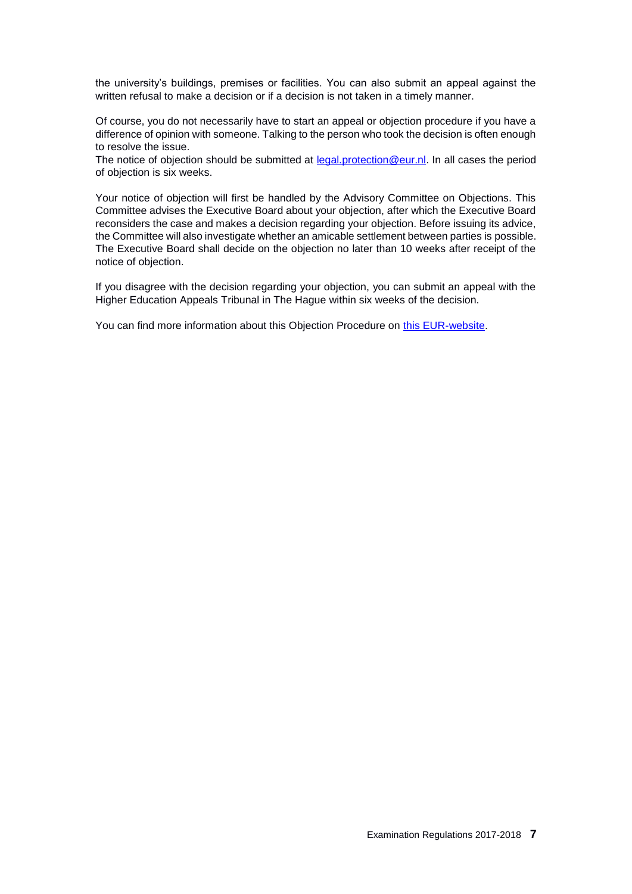the university's buildings, premises or facilities. You can also submit an appeal against the written refusal to make a decision or if a decision is not taken in a timely manner.

Of course, you do not necessarily have to start an appeal or objection procedure if you have a difference of opinion with someone. Talking to the person who took the decision is often enough to resolve the issue.
The notice of objection should be submitted at [legal.protection@eur.nl](mailto:legal.protection@eur.nl). In all cases the period of objection is six weeks.

Your notice of objection will first be handled by the Advisory Committee on Objections. This Committee advises the Executive Board about your objection, after which the Executive Board reconsiders the case and makes a decision regarding your objection. Before issuing its advice, the Committee will also investigate whether an amicable settlement between parties is possible. The Executive Board shall decide on the objection no later than 10 weeks after receipt of the notice of objection.

If you disagree with the decision regarding your objection, you can submit an appeal with the Higher Education Appeals Tribunal in The Hague within six weeks of the decision.

You can find more information about this Objection Procedure on this EUR-website.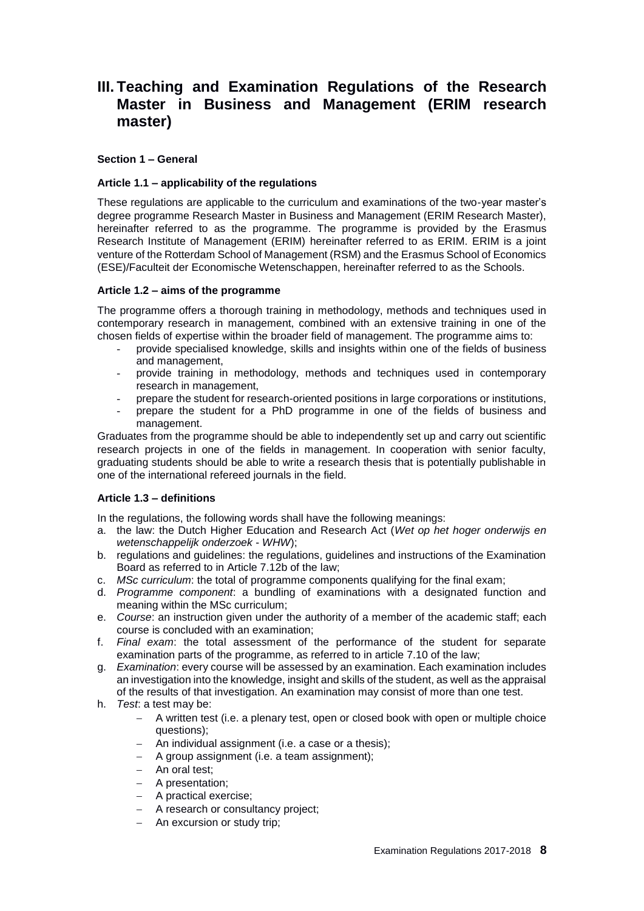# III. Teaching and Examination Regulations of the Research Master in Business and Management (ERIM research master)

**Section 1 – General**

**Article 1.1 – applicability of the regulations**

These regulations are applicable to the curriculum and examinations of the two-year master's degree programme Research Master in Business and Management (ERIM Research Master), hereinafter referred to as the programme. The programme is provided by the Erasmus Research Institute of Management (ERIM) hereinafter referred to as ERIM. ERIM is a joint venture of the Rotterdam School of Management (RSM) and the Erasmus School of Economics (ESE)/Faculteit der Economische Wetenschappen, hereinafter referred to as the Schools.

**Article 1.2 – aims of the programme**

The programme offers a thorough training in methodology, methods and techniques used in contemporary research in management, combined with an extensive training in one of the chosen fields of expertise within the broader field of management. The programme aims to:

- provide specialised knowledge, skills and insights within one of the fields of business and management,
- provide training in methodology, methods and techniques used in contemporary research in management,
- prepare the student for research-oriented positions in large corporations or institutions,
- prepare the student for a PhD programme in one of the fields of business and management.

Graduates from the programme should be able to independently set up and carry out scientific research projects in one of the fields in management. In cooperation with senior faculty, graduating students should be able to write a research thesis that is potentially publishable in one of the international refereed journals in the field.

**Article 1.3 – definitions**

In the regulations, the following words shall have the following meanings:

a. the law: the Dutch Higher Education and Research Act (*Wet op het hoger onderwijs en wetenschappelijk onderzoek* - *WHW*);
b. regulations and guidelines: the regulations, guidelines and instructions of the Examination Board as referred to in Article 7.12b of the law;
c. *MSc curriculum*: the total of programme components qualifying for the final exam;
d. *Programme component*: a bundling of examinations with a designated function and meaning within the MSc curriculum;
e. *Course*: an instruction given under the authority of a member of the academic staff; each course is concluded with an examination;
f. *Final exam*: the total assessment of the performance of the student for separate examination parts of the programme, as referred to in article 7.10 of the law;
g. *Examination*: every course will be assessed by an examination. Each examination includes an investigation into the knowledge, insight and skills of the student, as well as the appraisal of the results of that investigation. An examination may consist of more than one test.
h. *Test*: a test may be:
   - A written test (i.e. a plenary test, open or closed book with open or multiple choice questions);
   - An individual assignment (i.e. a case or a thesis);
   - A group assignment (i.e. a team assignment);
   - An oral test;
   - A presentation;
   - A practical exercise;
   - A research or consultancy project;
   - An excursion or study trip;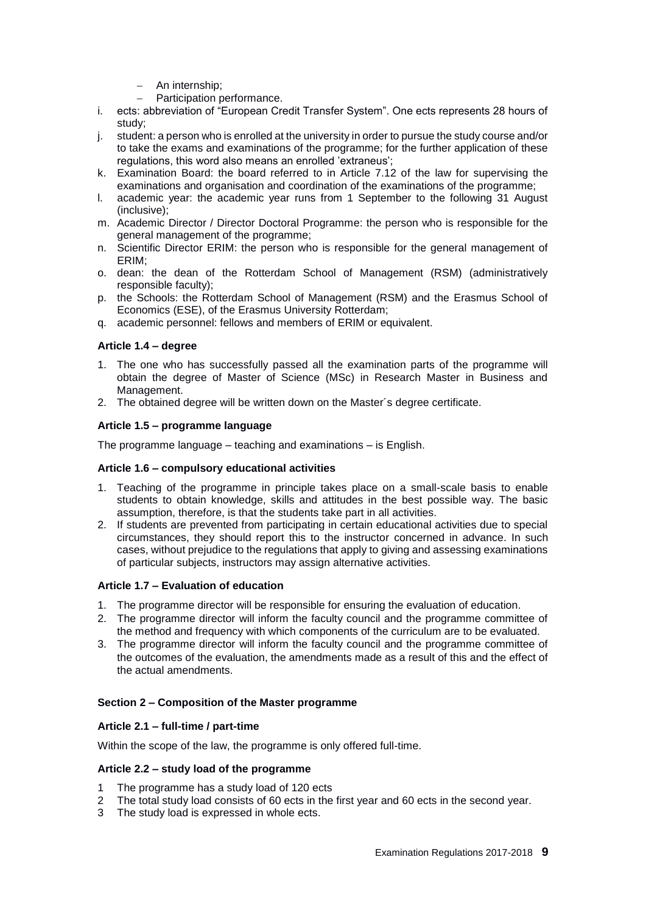- An internship;
- Participation performance.

i. ects: abbreviation of "European Credit Transfer System". One ects represents 28 hours of study;

j. student: a person who is enrolled at the university in order to pursue the study course and/or to take the exams and examinations of the programme; for the further application of these regulations, this word also means an enrolled 'extraneus';

k. Examination Board: the board referred to in Article 7.12 of the law for supervising the examinations and organisation and coordination of the examinations of the programme;

l. academic year: the academic year runs from 1 September to the following 31 August (inclusive);

m. Academic Director / Director Doctoral Programme: the person who is responsible for the general management of the programme;

n. Scientific Director ERIM: the person who is responsible for the general management of ERIM;

o. dean: the dean of the Rotterdam School of Management (RSM) (administratively responsible faculty);

p. the Schools: the Rotterdam School of Management (RSM) and the Erasmus School of Economics (ESE), of the Erasmus University Rotterdam;

q. academic personnel: fellows and members of ERIM or equivalent.

**Article 1.4 – degree**

1. The one who has successfully passed all the examination parts of the programme will obtain the degree of Master of Science (MSc) in Research Master in Business and Management.
2. The obtained degree will be written down on the Master´s degree certificate.

**Article 1.5 – programme language**

The programme language – teaching and examinations – is English.

**Article 1.6 – compulsory educational activities**

1. Teaching of the programme in principle takes place on a small-scale basis to enable students to obtain knowledge, skills and attitudes in the best possible way. The basic assumption, therefore, is that the students take part in all activities.
2. If students are prevented from participating in certain educational activities due to special circumstances, they should report this to the instructor concerned in advance. In such cases, without prejudice to the regulations that apply to giving and assessing examinations of particular subjects, instructors may assign alternative activities.

**Article 1.7 – Evaluation of education**

1. The programme director will be responsible for ensuring the evaluation of education.
2. The programme director will inform the faculty council and the programme committee of the method and frequency with which components of the curriculum are to be evaluated.
3. The programme director will inform the faculty council and the programme committee of the outcomes of the evaluation, the amendments made as a result of this and the effect of the actual amendments.

**Section 2 – Composition of the Master programme**

**Article 2.1 – full-time / part-time**

Within the scope of the law, the programme is only offered full-time.

**Article 2.2 – study load of the programme**

1. The programme has a study load of 120 ects
2. The total study load consists of 60 ects in the first year and 60 ects in the second year.
3. The study load is expressed in whole ects.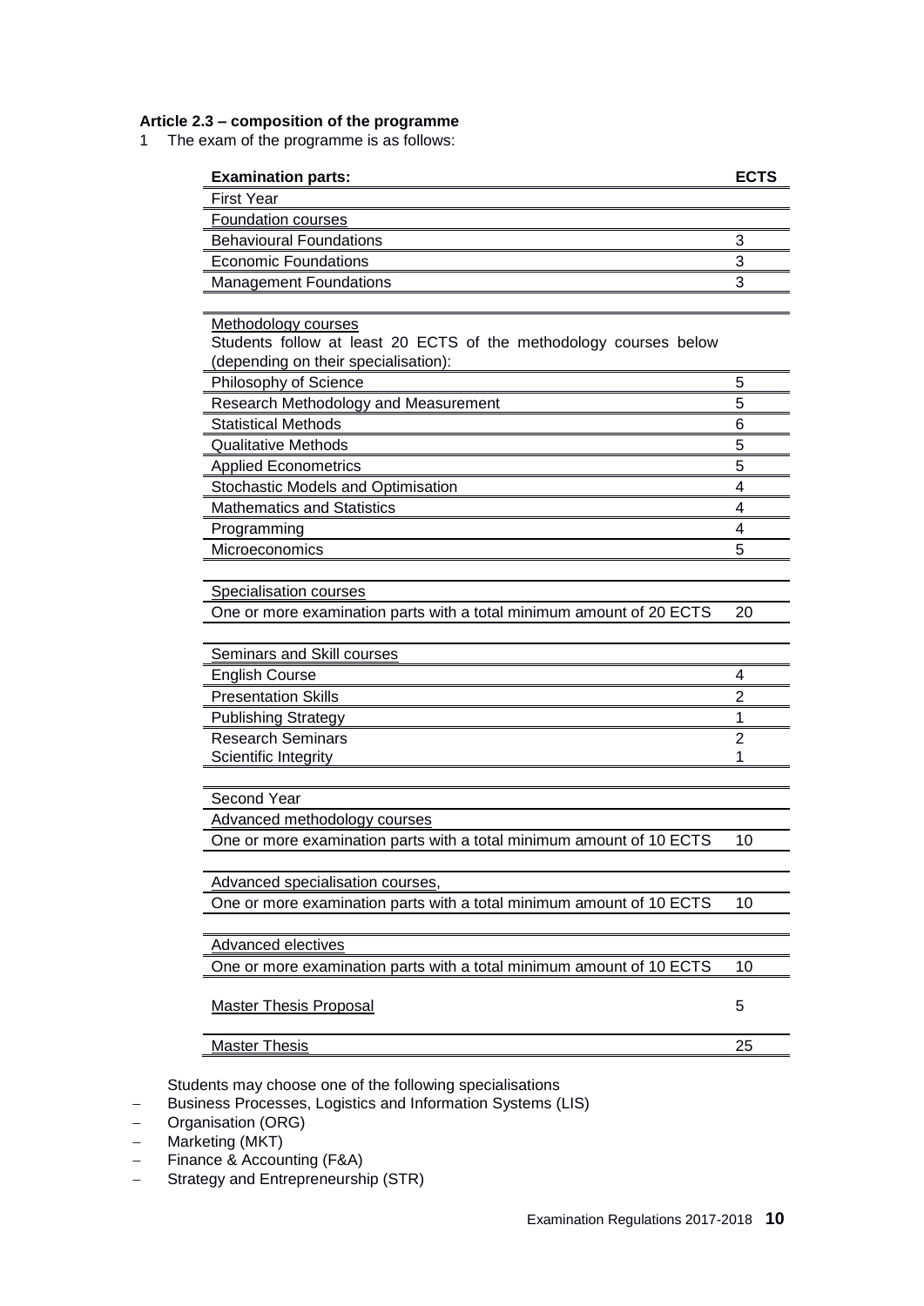**Article 2.3 – composition of the programme**

1 The exam of the programme is as follows:

| Examination parts: | ECTS |
|---|---|
| First Year | |
| Foundation courses | |
| Behavioural Foundations | 3 |
| Economic Foundations | 3 |
| Management Foundations | 3 |
| | |
| Methodology courses<br>Students follow at least 20 ECTS of the methodology courses below (depending on their specialisation): | |
| Philosophy of Science | 5 |
| Research Methodology and Measurement | 5 |
| Statistical Methods | 6 |
| Qualitative Methods | 5 |
| Applied Econometrics | 5 |
| Stochastic Models and Optimisation | 4 |
| Mathematics and Statistics | 4 |
| Programming | 4 |
| Microeconomics | 5 |
| | |
| Specialisation courses | |
| One or more examination parts with a total minimum amount of 20 ECTS | 20 |
| | |
| Seminars and Skill courses | |
| English Course | 4 |
| Presentation Skills | 2 |
| Publishing Strategy | 1 |
| Research Seminars | 2 |
| Scientific Integrity | 1 |
| | |
| Second Year | |
| Advanced methodology courses | |
| One or more examination parts with a total minimum amount of 10 ECTS | 10 |
| | |
| Advanced specialisation courses, | |
| One or more examination parts with a total minimum amount of 10 ECTS | 10 |
| | |
| Advanced electives | |
| One or more examination parts with a total minimum amount of 10 ECTS | 10 |
| | |
| Master Thesis Proposal | 5 |
| | |
| Master Thesis | 25 |

Students may choose one of the following specialisations

- Business Processes, Logistics and Information Systems (LIS)
- Organisation (ORG)
- Marketing (MKT)
- Finance & Accounting (F&A)
- Strategy and Entrepreneurship (STR)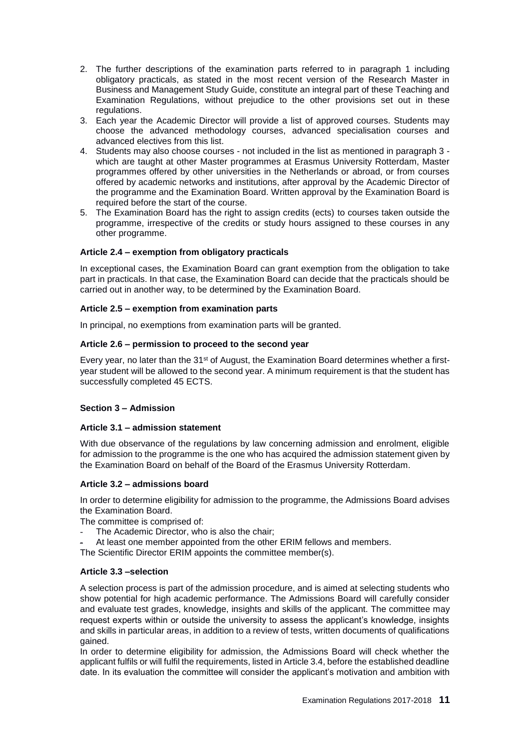2. The further descriptions of the examination parts referred to in paragraph 1 including obligatory practicals, as stated in the most recent version of the Research Master in Business and Management Study Guide, constitute an integral part of these Teaching and Examination Regulations, without prejudice to the other provisions set out in these regulations.
3. Each year the Academic Director will provide a list of approved courses. Students may choose the advanced methodology courses, advanced specialisation courses and advanced electives from this list.
4. Students may also choose courses - not included in the list as mentioned in paragraph 3 - which are taught at other Master programmes at Erasmus University Rotterdam, Master programmes offered by other universities in the Netherlands or abroad, or from courses offered by academic networks and institutions, after approval by the Academic Director of the programme and the Examination Board. Written approval by the Examination Board is required before the start of the course.
5. The Examination Board has the right to assign credits (ects) to courses taken outside the programme, irrespective of the credits or study hours assigned to these courses in any other programme.

**Article 2.4 – exemption from obligatory practicals**

In exceptional cases, the Examination Board can grant exemption from the obligation to take part in practicals. In that case, the Examination Board can decide that the practicals should be carried out in another way, to be determined by the Examination Board.

**Article 2.5 – exemption from examination parts**

In principal, no exemptions from examination parts will be granted.

**Article 2.6 – permission to proceed to the second year**

Every year, no later than the 31st of August, the Examination Board determines whether a first-year student will be allowed to the second year. A minimum requirement is that the student has successfully completed 45 ECTS.

**Section 3 – Admission**

**Article 3.1 – admission statement**

With due observance of the regulations by law concerning admission and enrolment, eligible for admission to the programme is the one who has acquired the admission statement given by the Examination Board on behalf of the Board of the Erasmus University Rotterdam.

**Article 3.2 – admissions board**

In order to determine eligibility for admission to the programme, the Admissions Board advises the Examination Board.

The committee is comprised of:

- The Academic Director, who is also the chair;
- At least one member appointed from the other ERIM fellows and members.

The Scientific Director ERIM appoints the committee member(s).

**Article 3.3 –selection**

A selection process is part of the admission procedure, and is aimed at selecting students who show potential for high academic performance. The Admissions Board will carefully consider and evaluate test grades, knowledge, insights and skills of the applicant. The committee may request experts within or outside the university to assess the applicant's knowledge, insights and skills in particular areas, in addition to a review of tests, written documents of qualifications gained.

In order to determine eligibility for admission, the Admissions Board will check whether the applicant fulfils or will fulfil the requirements, listed in Article 3.4, before the established deadline date. In its evaluation the committee will consider the applicant's motivation and ambition with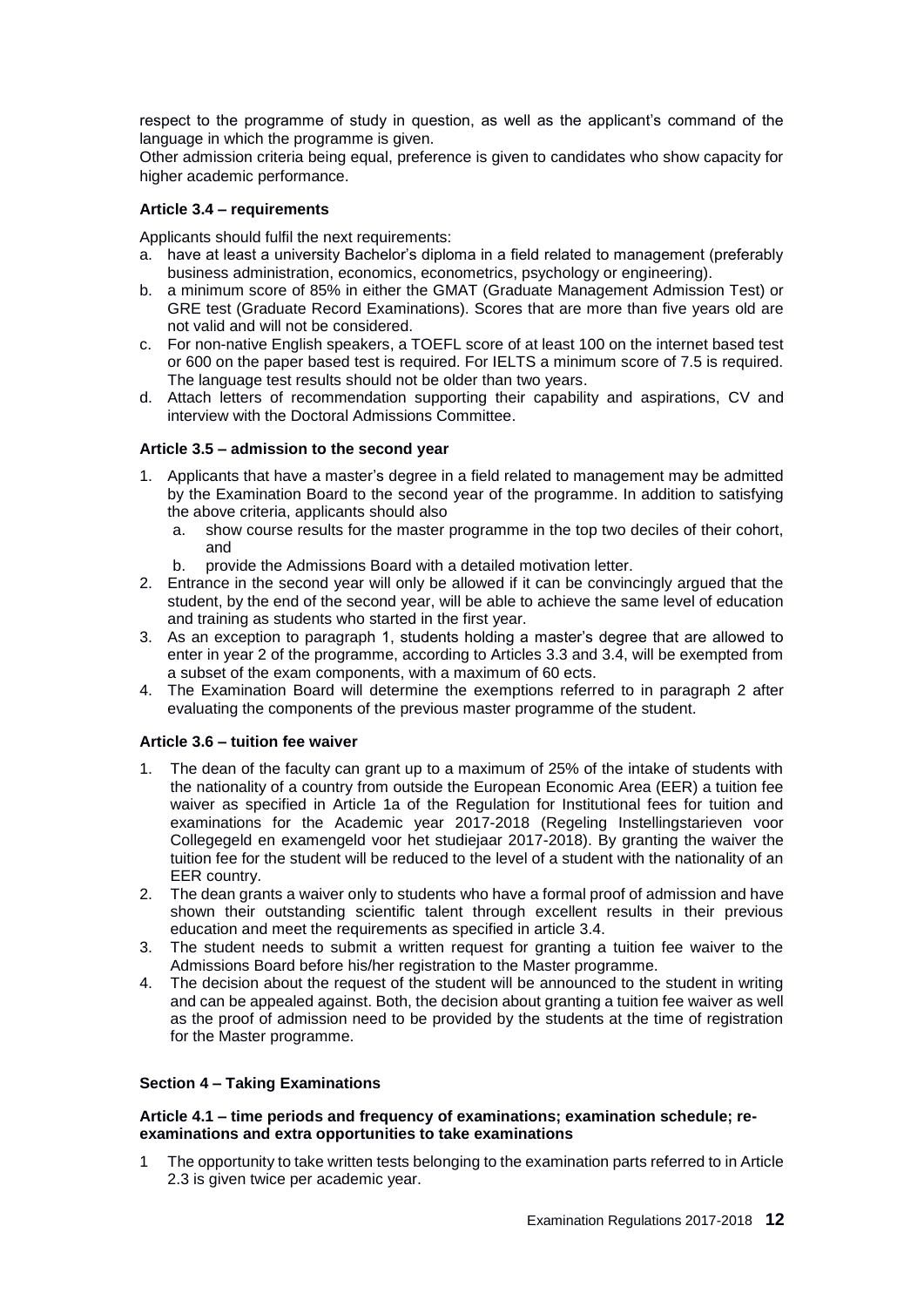respect to the programme of study in question, as well as the applicant's command of the language in which the programme is given.

Other admission criteria being equal, preference is given to candidates who show capacity for higher academic performance.

#### Article 3.4 – requirements

Applicants should fulfil the next requirements:

a. have at least a university Bachelor's diploma in a field related to management (preferably business administration, economics, econometrics, psychology or engineering).
b. a minimum score of 85% in either the GMAT (Graduate Management Admission Test) or GRE test (Graduate Record Examinations). Scores that are more than five years old are not valid and will not be considered.
c. For non-native English speakers, a TOEFL score of at least 100 on the internet based test or 600 on the paper based test is required. For IELTS a minimum score of 7.5 is required. The language test results should not be older than two years.
d. Attach letters of recommendation supporting their capability and aspirations, CV and interview with the Doctoral Admissions Committee.

#### Article 3.5 – admission to the second year

1. Applicants that have a master's degree in a field related to management may be admitted by the Examination Board to the second year of the programme. In addition to satisfying the above criteria, applicants should also
   a. show course results for the master programme in the top two deciles of their cohort, and
   b. provide the Admissions Board with a detailed motivation letter.
2. Entrance in the second year will only be allowed if it can be convincingly argued that the student, by the end of the second year, will be able to achieve the same level of education and training as students who started in the first year.
3. As an exception to paragraph 1, students holding a master's degree that are allowed to enter in year 2 of the programme, according to Articles 3.3 and 3.4, will be exempted from a subset of the exam components, with a maximum of 60 ects.
4. The Examination Board will determine the exemptions referred to in paragraph 2 after evaluating the components of the previous master programme of the student.

#### Article 3.6 – tuition fee waiver

1. The dean of the faculty can grant up to a maximum of 25% of the intake of students with the nationality of a country from outside the European Economic Area (EER) a tuition fee waiver as specified in Article 1a of the Regulation for Institutional fees for tuition and examinations for the Academic year 2017-2018 (Regeling Instellingstarieven voor Collegegeld en examengeld voor het studiejaar 2017-2018). By granting the waiver the tuition fee for the student will be reduced to the level of a student with the nationality of an EER country.
2. The dean grants a waiver only to students who have a formal proof of admission and have shown their outstanding scientific talent through excellent results in their previous education and meet the requirements as specified in article 3.4.
3. The student needs to submit a written request for granting a tuition fee waiver to the Admissions Board before his/her registration to the Master programme.
4. The decision about the request of the student will be announced to the student in writing and can be appealed against. Both, the decision about granting a tuition fee waiver as well as the proof of admission need to be provided by the students at the time of registration for the Master programme.

### Section 4 – Taking Examinations

#### Article 4.1 – time periods and frequency of examinations; examination schedule; re-examinations and extra opportunities to take examinations

1 The opportunity to take written tests belonging to the examination parts referred to in Article 2.3 is given twice per academic year.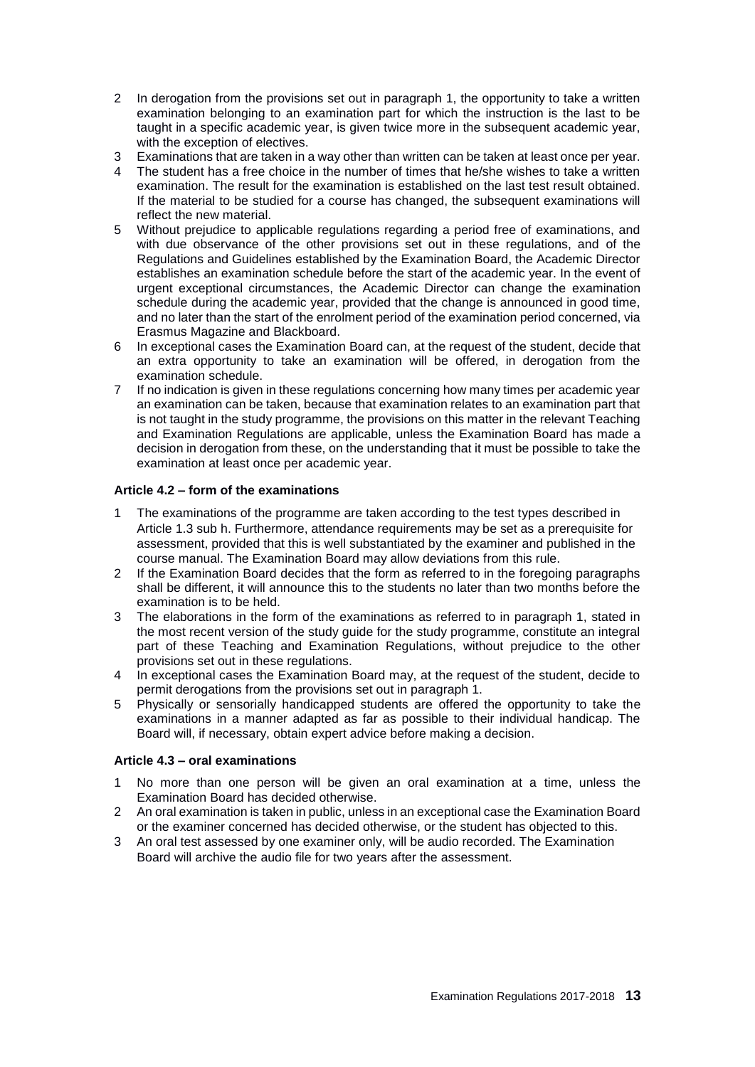2. In derogation from the provisions set out in paragraph 1, the opportunity to take a written examination belonging to an examination part for which the instruction is the last to be taught in a specific academic year, is given twice more in the subsequent academic year, with the exception of electives.
3. Examinations that are taken in a way other than written can be taken at least once per year.
4. The student has a free choice in the number of times that he/she wishes to take a written examination. The result for the examination is established on the last test result obtained. If the material to be studied for a course has changed, the subsequent examinations will reflect the new material.
5. Without prejudice to applicable regulations regarding a period free of examinations, and with due observance of the other provisions set out in these regulations, and of the Regulations and Guidelines established by the Examination Board, the Academic Director establishes an examination schedule before the start of the academic year. In the event of urgent exceptional circumstances, the Academic Director can change the examination schedule during the academic year, provided that the change is announced in good time, and no later than the start of the enrolment period of the examination period concerned, via Erasmus Magazine and Blackboard.
6. In exceptional cases the Examination Board can, at the request of the student, decide that an extra opportunity to take an examination will be offered, in derogation from the examination schedule.
7. If no indication is given in these regulations concerning how many times per academic year an examination can be taken, because that examination relates to an examination part that is not taught in the study programme, the provisions on this matter in the relevant Teaching and Examination Regulations are applicable, unless the Examination Board has made a decision in derogation from these, on the understanding that it must be possible to take the examination at least once per academic year.

**Article 4.2 – form of the examinations**

1. The examinations of the programme are taken according to the test types described in Article 1.3 sub h. Furthermore, attendance requirements may be set as a prerequisite for assessment, provided that this is well substantiated by the examiner and published in the course manual. The Examination Board may allow deviations from this rule.
2. If the Examination Board decides that the form as referred to in the foregoing paragraphs shall be different, it will announce this to the students no later than two months before the examination is to be held.
3. The elaborations in the form of the examinations as referred to in paragraph 1, stated in the most recent version of the study guide for the study programme, constitute an integral part of these Teaching and Examination Regulations, without prejudice to the other provisions set out in these regulations.
4. In exceptional cases the Examination Board may, at the request of the student, decide to permit derogations from the provisions set out in paragraph 1.
5. Physically or sensorially handicapped students are offered the opportunity to take the examinations in a manner adapted as far as possible to their individual handicap. The Board will, if necessary, obtain expert advice before making a decision.

**Article 4.3 – oral examinations**

1. No more than one person will be given an oral examination at a time, unless the Examination Board has decided otherwise.
2. An oral examination is taken in public, unless in an exceptional case the Examination Board or the examiner concerned has decided otherwise, or the student has objected to this.
3. An oral test assessed by one examiner only, will be audio recorded. The Examination Board will archive the audio file for two years after the assessment.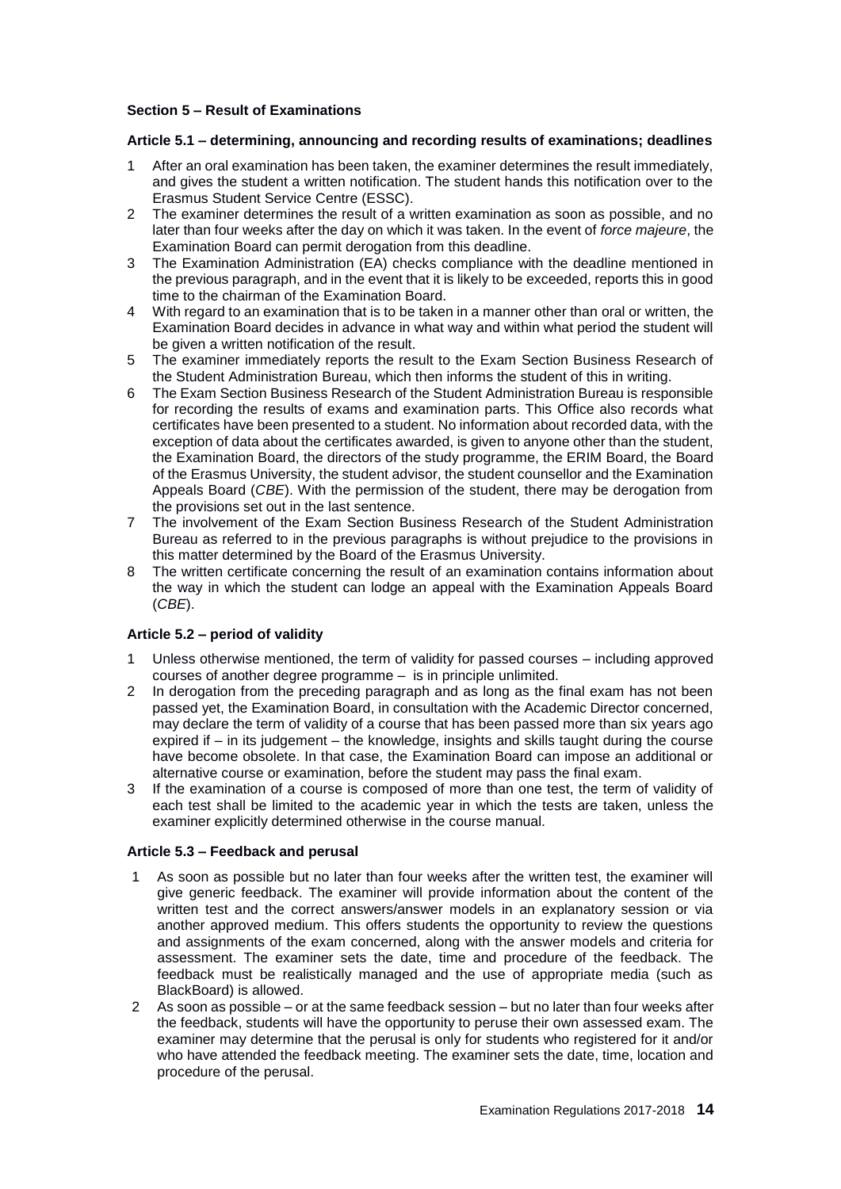### Section 5 – Result of Examinations

#### Article 5.1 – determining, announcing and recording results of examinations; deadlines

1. After an oral examination has been taken, the examiner determines the result immediately, and gives the student a written notification. The student hands this notification over to the Erasmus Student Service Centre (ESSC).
2. The examiner determines the result of a written examination as soon as possible, and no later than four weeks after the day on which it was taken. In the event of *force majeure*, the Examination Board can permit derogation from this deadline.
3. The Examination Administration (EA) checks compliance with the deadline mentioned in the previous paragraph, and in the event that it is likely to be exceeded, reports this in good time to the chairman of the Examination Board.
4. With regard to an examination that is to be taken in a manner other than oral or written, the Examination Board decides in advance in what way and within what period the student will be given a written notification of the result.
5. The examiner immediately reports the result to the Exam Section Business Research of the Student Administration Bureau, which then informs the student of this in writing.
6. The Exam Section Business Research of the Student Administration Bureau is responsible for recording the results of exams and examination parts. This Office also records what certificates have been presented to a student. No information about recorded data, with the exception of data about the certificates awarded, is given to anyone other than the student, the Examination Board, the directors of the study programme, the ERIM Board, the Board of the Erasmus University, the student advisor, the student counsellor and the Examination Appeals Board (*CBE*). With the permission of the student, there may be derogation from the provisions set out in the last sentence.
7. The involvement of the Exam Section Business Research of the Student Administration Bureau as referred to in the previous paragraphs is without prejudice to the provisions in this matter determined by the Board of the Erasmus University.
8. The written certificate concerning the result of an examination contains information about the way in which the student can lodge an appeal with the Examination Appeals Board (*CBE*).

#### Article 5.2 – period of validity

1. Unless otherwise mentioned, the term of validity for passed courses – including approved courses of another degree programme – is in principle unlimited.
2. In derogation from the preceding paragraph and as long as the final exam has not been passed yet, the Examination Board, in consultation with the Academic Director concerned, may declare the term of validity of a course that has been passed more than six years ago expired if – in its judgement – the knowledge, insights and skills taught during the course have become obsolete. In that case, the Examination Board can impose an additional or alternative course or examination, before the student may pass the final exam.
3. If the examination of a course is composed of more than one test, the term of validity of each test shall be limited to the academic year in which the tests are taken, unless the examiner explicitly determined otherwise in the course manual.

#### Article 5.3 – Feedback and perusal

1. As soon as possible but no later than four weeks after the written test, the examiner will give generic feedback. The examiner will provide information about the content of the written test and the correct answers/answer models in an explanatory session or via another approved medium. This offers students the opportunity to review the questions and assignments of the exam concerned, along with the answer models and criteria for assessment. The examiner sets the date, time and procedure of the feedback. The feedback must be realistically managed and the use of appropriate media (such as BlackBoard) is allowed.
2. As soon as possible – or at the same feedback session – but no later than four weeks after the feedback, students will have the opportunity to peruse their own assessed exam. The examiner may determine that the perusal is only for students who registered for it and/or who have attended the feedback meeting. The examiner sets the date, time, location and procedure of the perusal.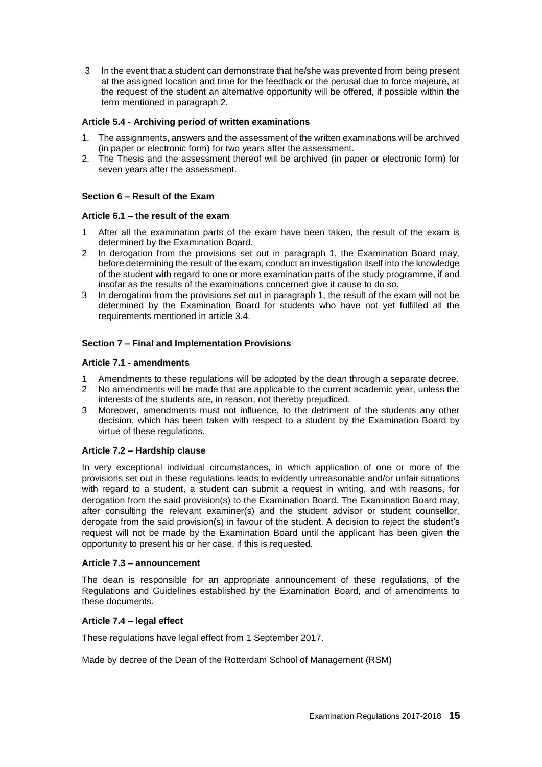3 In the event that a student can demonstrate that he/she was prevented from being present at the assigned location and time for the feedback or the perusal due to force majeure, at the request of the student an alternative opportunity will be offered, if possible within the term mentioned in paragraph 2.

**Article 5.4 - Archiving period of written examinations**

1. The assignments, answers and the assessment of the written examinations will be archived (in paper or electronic form) for two years after the assessment.
2. The Thesis and the assessment thereof will be archived (in paper or electronic form) for seven years after the assessment.

**Section 6 – Result of the Exam**

**Article 6.1 – the result of the exam**

1 After all the examination parts of the exam have been taken, the result of the exam is determined by the Examination Board.

2 In derogation from the provisions set out in paragraph 1, the Examination Board may, before determining the result of the exam, conduct an investigation itself into the knowledge of the student with regard to one or more examination parts of the study programme, if and insofar as the results of the examinations concerned give it cause to do so.

3 In derogation from the provisions set out in paragraph 1, the result of the exam will not be determined by the Examination Board for students who have not yet fulfilled all the requirements mentioned in article 3.4.

**Section 7 – Final and Implementation Provisions**

**Article 7.1 - amendments**

1 Amendments to these regulations will be adopted by the dean through a separate decree.

2 No amendments will be made that are applicable to the current academic year, unless the interests of the students are, in reason, not thereby prejudiced.

3 Moreover, amendments must not influence, to the detriment of the students any other decision, which has been taken with respect to a student by the Examination Board by virtue of these regulations.

**Article 7.2 – Hardship clause**

In very exceptional individual circumstances, in which application of one or more of the provisions set out in these regulations leads to evidently unreasonable and/or unfair situations with regard to a student, a student can submit a request in writing, and with reasons, for derogation from the said provision(s) to the Examination Board. The Examination Board may, after consulting the relevant examiner(s) and the student advisor or student counsellor, derogate from the said provision(s) in favour of the student. A decision to reject the student's request will not be made by the Examination Board until the applicant has been given the opportunity to present his or her case, if this is requested.

**Article 7.3 – announcement**

The dean is responsible for an appropriate announcement of these regulations, of the Regulations and Guidelines established by the Examination Board, and of amendments to these documents.

**Article 7.4 – legal effect**

These regulations have legal effect from 1 September 2017.

Made by decree of the Dean of the Rotterdam School of Management (RSM)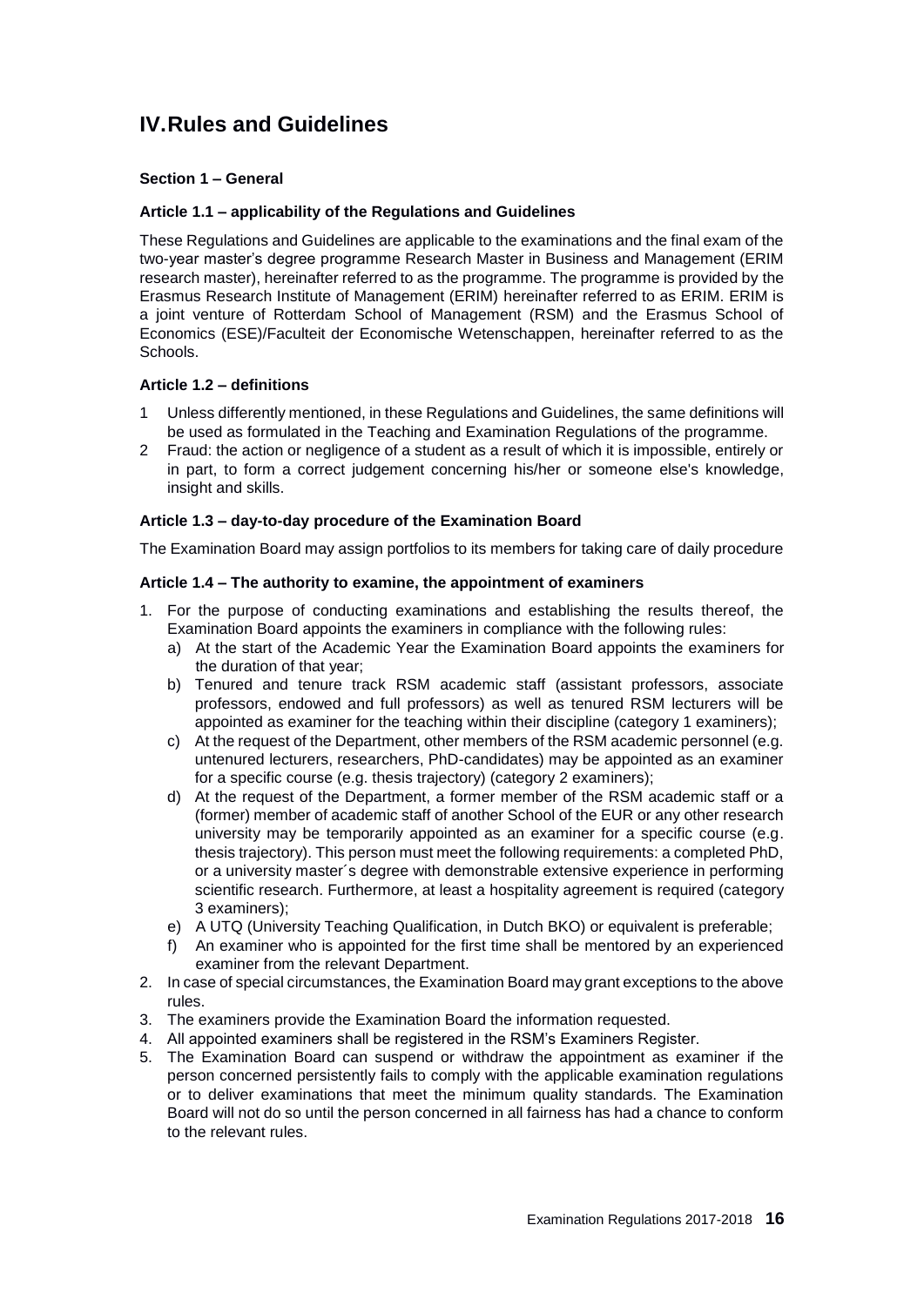# IV. Rules and Guidelines

### Section 1 – General

#### Article 1.1 – applicability of the Regulations and Guidelines

These Regulations and Guidelines are applicable to the examinations and the final exam of the two-year master's degree programme Research Master in Business and Management (ERIM research master), hereinafter referred to as the programme. The programme is provided by the Erasmus Research Institute of Management (ERIM) hereinafter referred to as ERIM. ERIM is a joint venture of Rotterdam School of Management (RSM) and the Erasmus School of Economics (ESE)/Faculteit der Economische Wetenschappen, hereinafter referred to as the Schools.

#### Article 1.2 – definitions

1 Unless differently mentioned, in these Regulations and Guidelines, the same definitions will be used as formulated in the Teaching and Examination Regulations of the programme.
2 Fraud: the action or negligence of a student as a result of which it is impossible, entirely or in part, to form a correct judgement concerning his/her or someone else's knowledge, insight and skills.

#### Article 1.3 – day-to-day procedure of the Examination Board

The Examination Board may assign portfolios to its members for taking care of daily procedure

#### Article 1.4 – The authority to examine, the appointment of examiners

1. For the purpose of conducting examinations and establishing the results thereof, the Examination Board appoints the examiners in compliance with the following rules:
   a) At the start of the Academic Year the Examination Board appoints the examiners for the duration of that year;
   b) Tenured and tenure track RSM academic staff (assistant professors, associate professors, endowed and full professors) as well as tenured RSM lecturers will be appointed as examiner for the teaching within their discipline (category 1 examiners);
   c) At the request of the Department, other members of the RSM academic personnel (e.g. untenured lecturers, researchers, PhD-candidates) may be appointed as an examiner for a specific course (e.g. thesis trajectory) (category 2 examiners);
   d) At the request of the Department, a former member of the RSM academic staff or a (former) member of academic staff of another School of the EUR or any other research university may be temporarily appointed as an examiner for a specific course (e.g. thesis trajectory). This person must meet the following requirements: a completed PhD, or a university master´s degree with demonstrable extensive experience in performing scientific research. Furthermore, at least a hospitality agreement is required (category 3 examiners);
   e) A UTQ (University Teaching Qualification, in Dutch BKO) or equivalent is preferable;
   f) An examiner who is appointed for the first time shall be mentored by an experienced examiner from the relevant Department.
2. In case of special circumstances, the Examination Board may grant exceptions to the above rules.
3. The examiners provide the Examination Board the information requested.
4. All appointed examiners shall be registered in the RSM's Examiners Register.
5. The Examination Board can suspend or withdraw the appointment as examiner if the person concerned persistently fails to comply with the applicable examination regulations or to deliver examinations that meet the minimum quality standards. The Examination Board will not do so until the person concerned in all fairness has had a chance to conform to the relevant rules.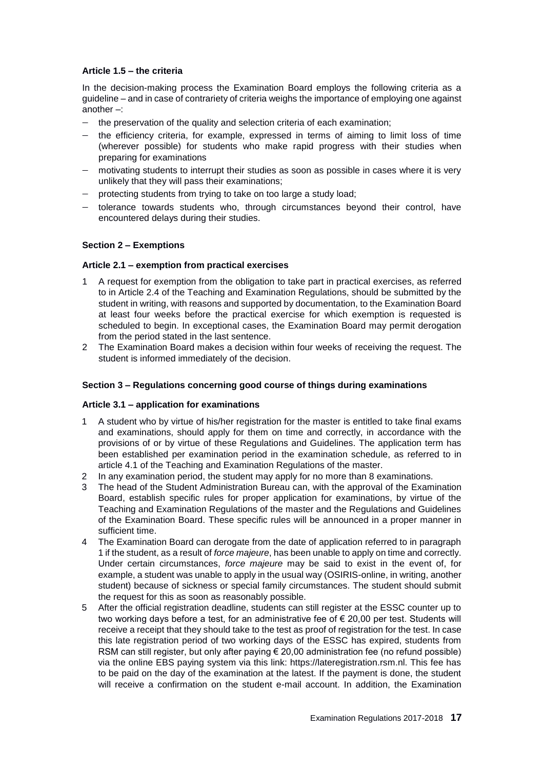### Article 1.5 – the criteria

In the decision-making process the Examination Board employs the following criteria as a guideline – and in case of contrariety of criteria weighs the importance of employing one against another –:

- the preservation of the quality and selection criteria of each examination;
- the efficiency criteria, for example, expressed in terms of aiming to limit loss of time (wherever possible) for students who make rapid progress with their studies when preparing for examinations
- motivating students to interrupt their studies as soon as possible in cases where it is very unlikely that they will pass their examinations;
- protecting students from trying to take on too large a study load;
- tolerance towards students who, through circumstances beyond their control, have encountered delays during their studies.

## Section 2 – Exemptions

### Article 2.1 – exemption from practical exercises

1. A request for exemption from the obligation to take part in practical exercises, as referred to in Article 2.4 of the Teaching and Examination Regulations, should be submitted by the student in writing, with reasons and supported by documentation, to the Examination Board at least four weeks before the practical exercise for which exemption is requested is scheduled to begin. In exceptional cases, the Examination Board may permit derogation from the period stated in the last sentence.
2. The Examination Board makes a decision within four weeks of receiving the request. The student is informed immediately of the decision.

## Section 3 – Regulations concerning good course of things during examinations

### Article 3.1 – application for examinations

1. A student who by virtue of his/her registration for the master is entitled to take final exams and examinations, should apply for them on time and correctly, in accordance with the provisions of or by virtue of these Regulations and Guidelines. The application term has been established per examination period in the examination schedule, as referred to in article 4.1 of the Teaching and Examination Regulations of the master.
2. In any examination period, the student may apply for no more than 8 examinations.
3. The head of the Student Administration Bureau can, with the approval of the Examination Board, establish specific rules for proper application for examinations, by virtue of the Teaching and Examination Regulations of the master and the Regulations and Guidelines of the Examination Board. These specific rules will be announced in a proper manner in sufficient time.
4. The Examination Board can derogate from the date of application referred to in paragraph 1 if the student, as a result of *force majeure*, has been unable to apply on time and correctly. Under certain circumstances, *force majeure* may be said to exist in the event of, for example, a student was unable to apply in the usual way (OSIRIS-online, in writing, another student) because of sickness or special family circumstances. The student should submit the request for this as soon as reasonably possible.
5. After the official registration deadline, students can still register at the ESSC counter up to two working days before a test, for an administrative fee of € 20,00 per test. Students will receive a receipt that they should take to the test as proof of registration for the test. In case this late registration period of two working days of the ESSC has expired, students from RSM can still register, but only after paying € 20,00 administration fee (no refund possible) via the online EBS paying system via this link: https://lateregistration.rsm.nl. This fee has to be paid on the day of the examination at the latest. If the payment is done, the student will receive a confirmation on the student e-mail account. In addition, the Examination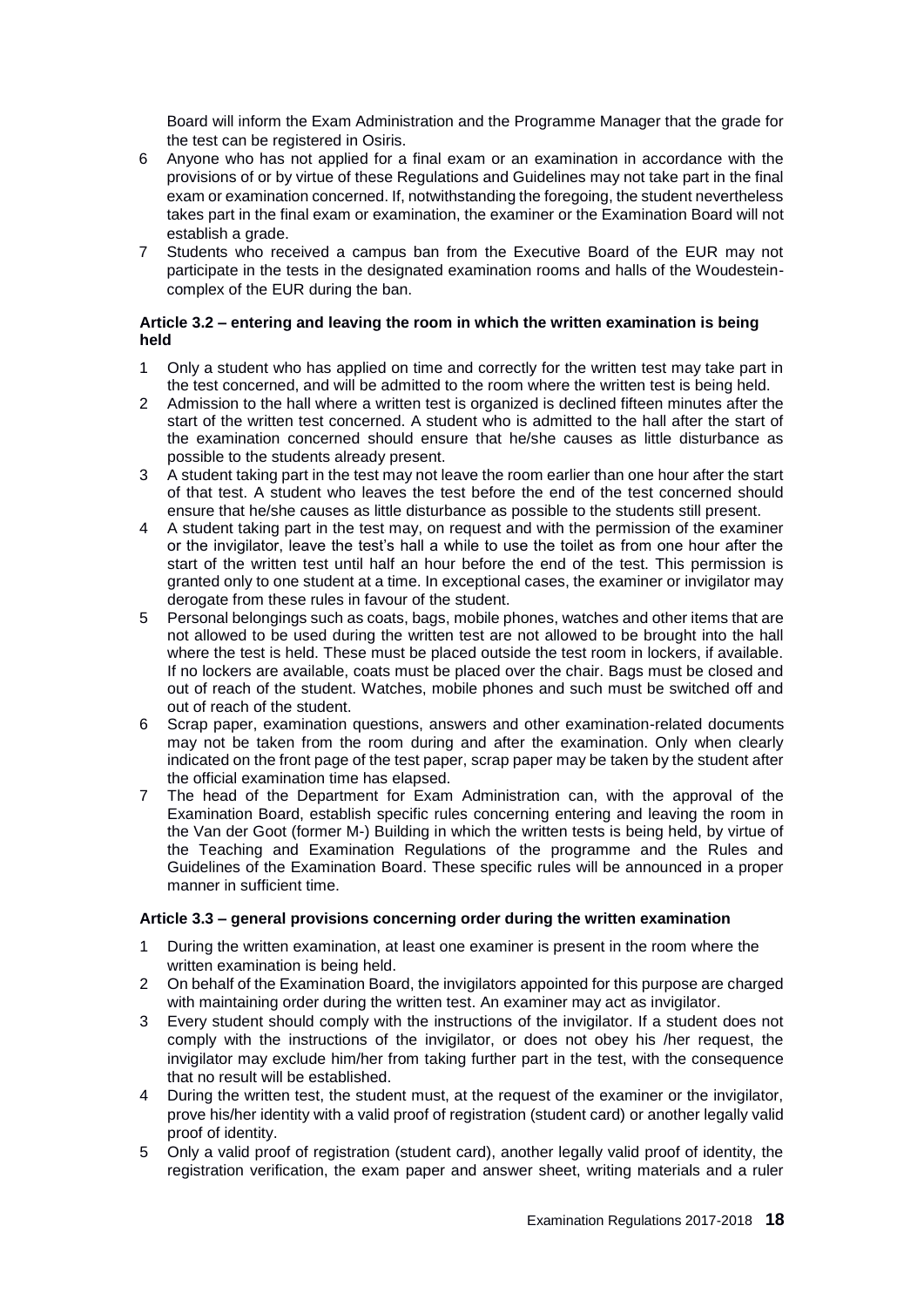Board will inform the Exam Administration and the Programme Manager that the grade for the test can be registered in Osiris.

6 Anyone who has not applied for a final exam or an examination in accordance with the provisions of or by virtue of these Regulations and Guidelines may not take part in the final exam or examination concerned. If, notwithstanding the foregoing, the student nevertheless takes part in the final exam or examination, the examiner or the Examination Board will not establish a grade.
7 Students who received a campus ban from the Executive Board of the EUR may not participate in the tests in the designated examination rooms and halls of the Woudestein-complex of the EUR during the ban.

#### Article 3.2 – entering and leaving the room in which the written examination is being held

1 Only a student who has applied on time and correctly for the written test may take part in the test concerned, and will be admitted to the room where the written test is being held.
2 Admission to the hall where a written test is organized is declined fifteen minutes after the start of the written test concerned. A student who is admitted to the hall after the start of the examination concerned should ensure that he/she causes as little disturbance as possible to the students already present.
3 A student taking part in the test may not leave the room earlier than one hour after the start of that test. A student who leaves the test before the end of the test concerned should ensure that he/she causes as little disturbance as possible to the students still present.
4 A student taking part in the test may, on request and with the permission of the examiner or the invigilator, leave the test's hall a while to use the toilet as from one hour after the start of the written test until half an hour before the end of the test. This permission is granted only to one student at a time. In exceptional cases, the examiner or invigilator may derogate from these rules in favour of the student.
5 Personal belongings such as coats, bags, mobile phones, watches and other items that are not allowed to be used during the written test are not allowed to be brought into the hall where the test is held. These must be placed outside the test room in lockers, if available. If no lockers are available, coats must be placed over the chair. Bags must be closed and out of reach of the student. Watches, mobile phones and such must be switched off and out of reach of the student.
6 Scrap paper, examination questions, answers and other examination-related documents may not be taken from the room during and after the examination. Only when clearly indicated on the front page of the test paper, scrap paper may be taken by the student after the official examination time has elapsed.
7 The head of the Department for Exam Administration can, with the approval of the Examination Board, establish specific rules concerning entering and leaving the room in the Van der Goot (former M-) Building in which the written tests is being held, by virtue of the Teaching and Examination Regulations of the programme and the Rules and Guidelines of the Examination Board. These specific rules will be announced in a proper manner in sufficient time.

#### Article 3.3 – general provisions concerning order during the written examination

1 During the written examination, at least one examiner is present in the room where the written examination is being held.
2 On behalf of the Examination Board, the invigilators appointed for this purpose are charged with maintaining order during the written test. An examiner may act as invigilator.
3 Every student should comply with the instructions of the invigilator. If a student does not comply with the instructions of the invigilator, or does not obey his /her request, the invigilator may exclude him/her from taking further part in the test, with the consequence that no result will be established.
4 During the written test, the student must, at the request of the examiner or the invigilator, prove his/her identity with a valid proof of registration (student card) or another legally valid proof of identity.
5 Only a valid proof of registration (student card), another legally valid proof of identity, the registration verification, the exam paper and answer sheet, writing materials and a ruler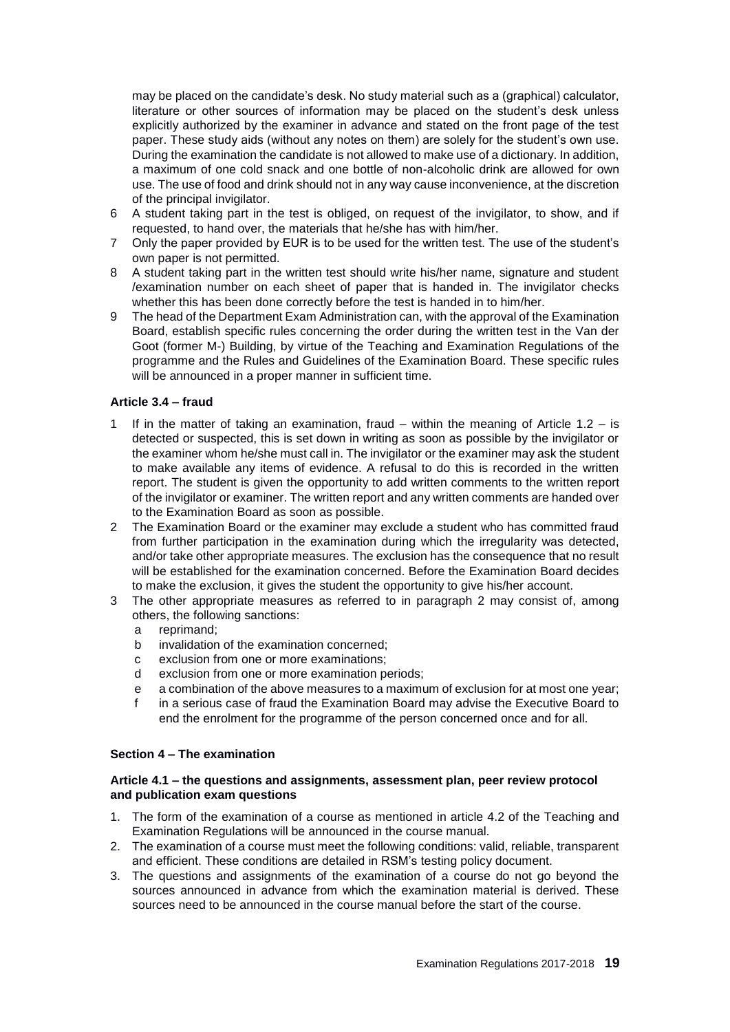may be placed on the candidate's desk. No study material such as a (graphical) calculator, literature or other sources of information may be placed on the student's desk unless explicitly authorized by the examiner in advance and stated on the front page of the test paper. These study aids (without any notes on them) are solely for the student's own use. During the examination the candidate is not allowed to make use of a dictionary. In addition, a maximum of one cold snack and one bottle of non-alcoholic drink are allowed for own use. The use of food and drink should not in any way cause inconvenience, at the discretion of the principal invigilator.

6 A student taking part in the test is obliged, on request of the invigilator, to show, and if requested, to hand over, the materials that he/she has with him/her.
7 Only the paper provided by EUR is to be used for the written test. The use of the student's own paper is not permitted.
8 A student taking part in the written test should write his/her name, signature and student /examination number on each sheet of paper that is handed in. The invigilator checks whether this has been done correctly before the test is handed in to him/her.
9 The head of the Department Exam Administration can, with the approval of the Examination Board, establish specific rules concerning the order during the written test in the Van der Goot (former M-) Building, by virtue of the Teaching and Examination Regulations of the programme and the Rules and Guidelines of the Examination Board. These specific rules will be announced in a proper manner in sufficient time.

**Article 3.4 – fraud**

1 If in the matter of taking an examination, fraud – within the meaning of Article 1.2 – is detected or suspected, this is set down in writing as soon as possible by the invigilator or the examiner whom he/she must call in. The invigilator or the examiner may ask the student to make available any items of evidence. A refusal to do this is recorded in the written report. The student is given the opportunity to add written comments to the written report of the invigilator or examiner. The written report and any written comments are handed over to the Examination Board as soon as possible.
2 The Examination Board or the examiner may exclude a student who has committed fraud from further participation in the examination during which the irregularity was detected, and/or take other appropriate measures. The exclusion has the consequence that no result will be established for the examination concerned. Before the Examination Board decides to make the exclusion, it gives the student the opportunity to give his/her account.
3 The other appropriate measures as referred to in paragraph 2 may consist of, among others, the following sanctions:
   a reprimand;
   b invalidation of the examination concerned;
   c exclusion from one or more examinations;
   d exclusion from one or more examination periods;
   e a combination of the above measures to a maximum of exclusion for at most one year;
   f in a serious case of fraud the Examination Board may advise the Executive Board to end the enrolment for the programme of the person concerned once and for all.

**Section 4 – The examination**

**Article 4.1 – the questions and assignments, assessment plan, peer review protocol and publication exam questions**

1. The form of the examination of a course as mentioned in article 4.2 of the Teaching and Examination Regulations will be announced in the course manual.
2. The examination of a course must meet the following conditions: valid, reliable, transparent and efficient. These conditions are detailed in RSM's testing policy document.
3. The questions and assignments of the examination of a course do not go beyond the sources announced in advance from which the examination material is derived. These sources need to be announced in the course manual before the start of the course.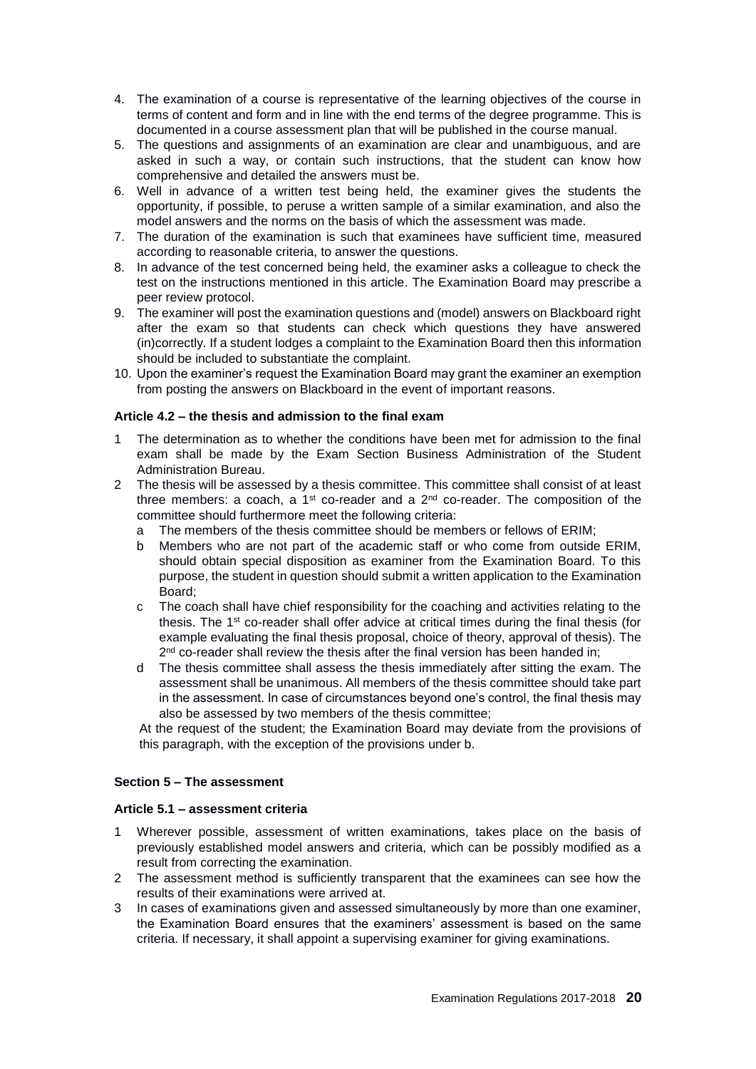4. The examination of a course is representative of the learning objectives of the course in terms of content and form and in line with the end terms of the degree programme. This is documented in a course assessment plan that will be published in the course manual.
5. The questions and assignments of an examination are clear and unambiguous, and are asked in such a way, or contain such instructions, that the student can know how comprehensive and detailed the answers must be.
6. Well in advance of a written test being held, the examiner gives the students the opportunity, if possible, to peruse a written sample of a similar examination, and also the model answers and the norms on the basis of which the assessment was made.
7. The duration of the examination is such that examinees have sufficient time, measured according to reasonable criteria, to answer the questions.
8. In advance of the test concerned being held, the examiner asks a colleague to check the test on the instructions mentioned in this article. The Examination Board may prescribe a peer review protocol.
9. The examiner will post the examination questions and (model) answers on Blackboard right after the exam so that students can check which questions they have answered (in)correctly. If a student lodges a complaint to the Examination Board then this information should be included to substantiate the complaint.
10. Upon the examiner's request the Examination Board may grant the examiner an exemption from posting the answers on Blackboard in the event of important reasons.

#### Article 4.2 – the thesis and admission to the final exam

1. The determination as to whether the conditions have been met for admission to the final exam shall be made by the Exam Section Business Administration of the Student Administration Bureau.
2. The thesis will be assessed by a thesis committee. This committee shall consist of at least three members: a coach, a 1st co-reader and a 2nd co-reader. The composition of the committee should furthermore meet the following criteria:
   a. The members of the thesis committee should be members or fellows of ERIM;
   b. Members who are not part of the academic staff or who come from outside ERIM, should obtain special disposition as examiner from the Examination Board. To this purpose, the student in question should submit a written application to the Examination Board;
   c. The coach shall have chief responsibility for the coaching and activities relating to the thesis. The 1st co-reader shall offer advice at critical times during the final thesis (for example evaluating the final thesis proposal, choice of theory, approval of thesis). The 2nd co-reader shall review the thesis after the final version has been handed in;
   d. The thesis committee shall assess the thesis immediately after sitting the exam. The assessment shall be unanimous. All members of the thesis committee should take part in the assessment. In case of circumstances beyond one's control, the final thesis may also be assessed by two members of the thesis committee;

   At the request of the student; the Examination Board may deviate from the provisions of this paragraph, with the exception of the provisions under b.

### Section 5 – The assessment

#### Article 5.1 – assessment criteria

1. Wherever possible, assessment of written examinations, takes place on the basis of previously established model answers and criteria, which can be possibly modified as a result from correcting the examination.
2. The assessment method is sufficiently transparent that the examinees can see how the results of their examinations were arrived at.
3. In cases of examinations given and assessed simultaneously by more than one examiner, the Examination Board ensures that the examiners' assessment is based on the same criteria. If necessary, it shall appoint a supervising examiner for giving examinations.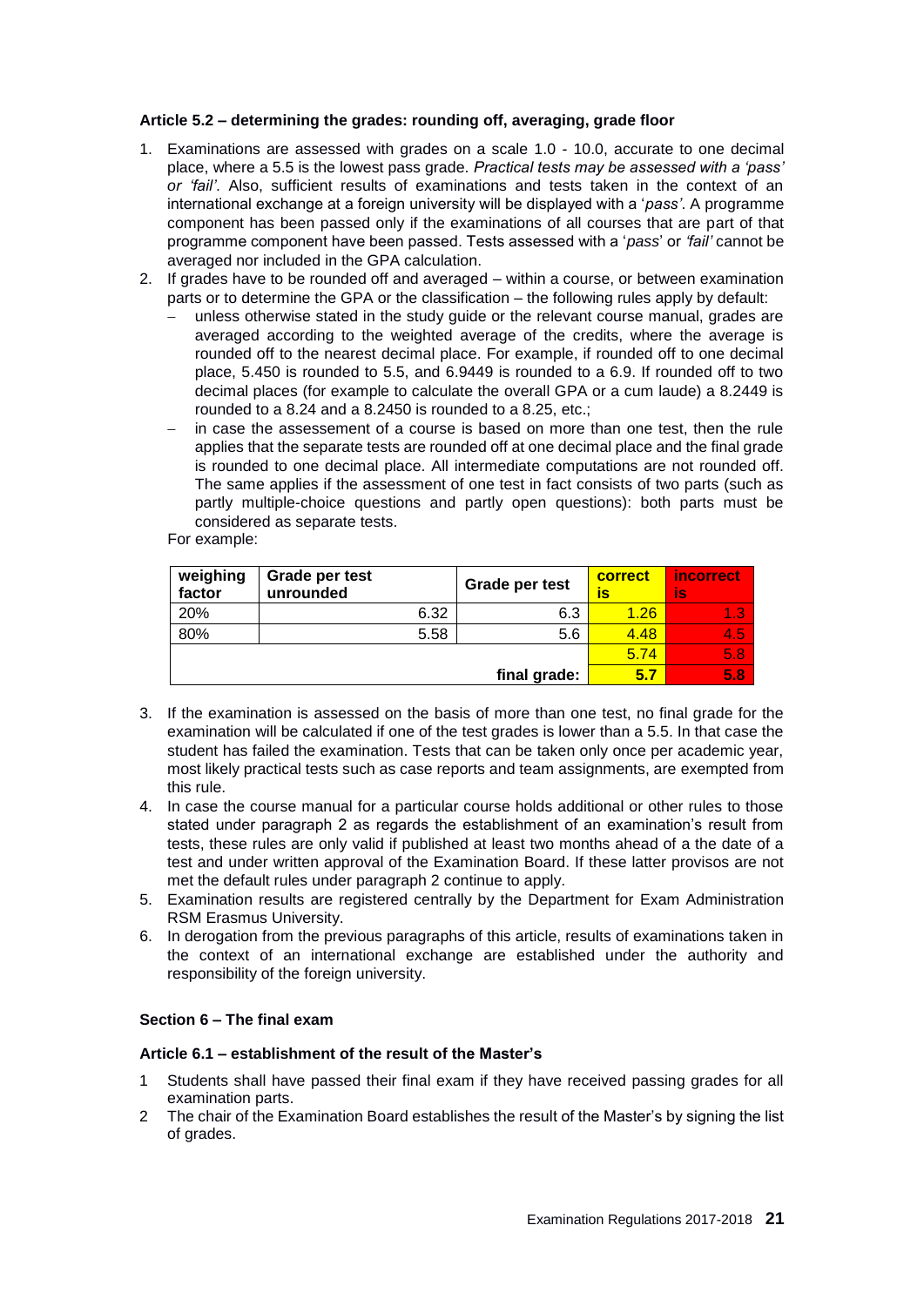#### Article 5.2 – determining the grades: rounding off, averaging, grade floor

1. Examinations are assessed with grades on a scale 1.0 - 10.0, accurate to one decimal place, where a 5.5 is the lowest pass grade. *Practical tests may be assessed with a 'pass' or 'fail'*. Also, sufficient results of examinations and tests taken in the context of an international exchange at a foreign university will be displayed with a '*pass'*. A programme component has been passed only if the examinations of all courses that are part of that programme component have been passed. Tests assessed with a '*pass*' or *'fail'* cannot be averaged nor included in the GPA calculation.
2. If grades have to be rounded off and averaged – within a course, or between examination parts or to determine the GPA or the classification – the following rules apply by default:
   - unless otherwise stated in the study guide or the relevant course manual, grades are averaged according to the weighted average of the credits, where the average is rounded off to the nearest decimal place. For example, if rounded off to one decimal place, 5.450 is rounded to 5.5, and 6.9449 is rounded to a 6.9. If rounded off to two decimal places (for example to calculate the overall GPA or a cum laude) a 8.2449 is rounded to a 8.24 and a 8.2450 is rounded to a 8.25, etc.;
   - in case the assessement of a course is based on more than one test, then the rule applies that the separate tests are rounded off at one decimal place and the final grade is rounded to one decimal place. All intermediate computations are not rounded off. The same applies if the assessment of one test in fact consists of two parts (such as partly multiple-choice questions and partly open questions): both parts must be considered as separate tests.

   For example:

| weighing factor | Grade per test unrounded | Grade per test | correct is | incorrect is |
|---|---|---|---|---|
| 20% | 6.32 | 6.3 | 1.26 | 1.3 |
| 80% | 5.58 | 5.6 | 4.48 | 4.5 |
| | | | 5.74 | 5.8 |
| | | final grade: | **5.7** | **5.8** |

3. If the examination is assessed on the basis of more than one test, no final grade for the examination will be calculated if one of the test grades is lower than a 5.5. In that case the student has failed the examination. Tests that can be taken only once per academic year, most likely practical tests such as case reports and team assignments, are exempted from this rule.
4. In case the course manual for a particular course holds additional or other rules to those stated under paragraph 2 as regards the establishment of an examination's result from tests, these rules are only valid if published at least two months ahead of a the date of a test and under written approval of the Examination Board. If these latter provisos are not met the default rules under paragraph 2 continue to apply.
5. Examination results are registered centrally by the Department for Exam Administration RSM Erasmus University.
6. In derogation from the previous paragraphs of this article, results of examinations taken in the context of an international exchange are established under the authority and responsibility of the foreign university.

### Section 6 – The final exam

#### Article 6.1 – establishment of the result of the Master's

1. Students shall have passed their final exam if they have received passing grades for all examination parts.
2. The chair of the Examination Board establishes the result of the Master's by signing the list of grades.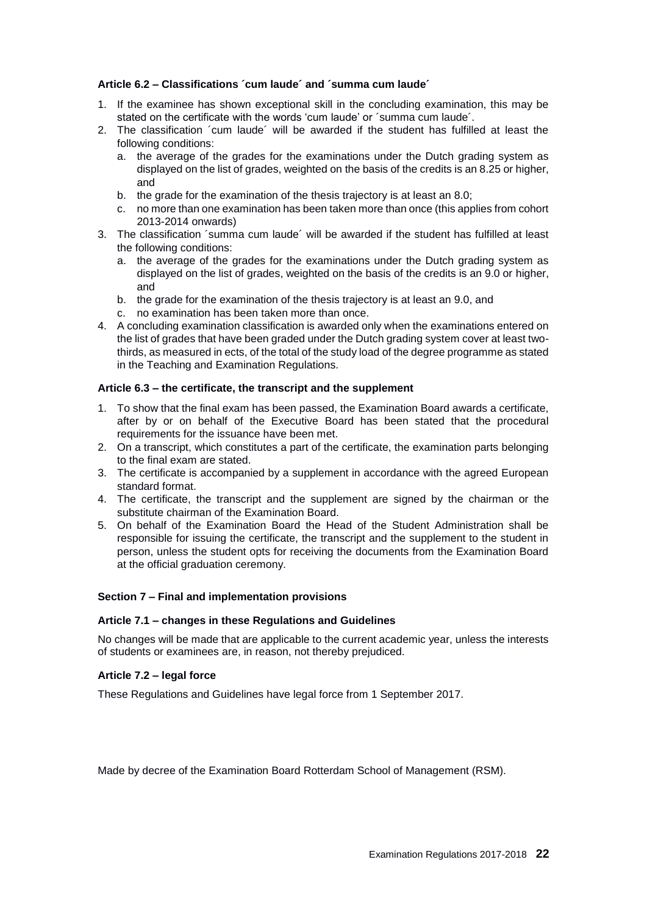### Article 6.2 – Classifications ´cum laude´ and ´summa cum laude´

1. If the examinee has shown exceptional skill in the concluding examination, this may be stated on the certificate with the words 'cum laude' or ´summa cum laude´.
2. The classification ´cum laude´ will be awarded if the student has fulfilled at least the following conditions:
   a. the average of the grades for the examinations under the Dutch grading system as displayed on the list of grades, weighted on the basis of the credits is an 8.25 or higher, and
   b. the grade for the examination of the thesis trajectory is at least an 8.0;
   c. no more than one examination has been taken more than once (this applies from cohort 2013-2014 onwards)
3. The classification ´summa cum laude´ will be awarded if the student has fulfilled at least the following conditions:
   a. the average of the grades for the examinations under the Dutch grading system as displayed on the list of grades, weighted on the basis of the credits is an 9.0 or higher, and
   b. the grade for the examination of the thesis trajectory is at least an 9.0, and
   c. no examination has been taken more than once.
4. A concluding examination classification is awarded only when the examinations entered on the list of grades that have been graded under the Dutch grading system cover at least two-thirds, as measured in ects, of the total of the study load of the degree programme as stated in the Teaching and Examination Regulations.

### Article 6.3 – the certificate, the transcript and the supplement

1. To show that the final exam has been passed, the Examination Board awards a certificate, after by or on behalf of the Executive Board has been stated that the procedural requirements for the issuance have been met.
2. On a transcript, which constitutes a part of the certificate, the examination parts belonging to the final exam are stated.
3. The certificate is accompanied by a supplement in accordance with the agreed European standard format.
4. The certificate, the transcript and the supplement are signed by the chairman or the substitute chairman of the Examination Board.
5. On behalf of the Examination Board the Head of the Student Administration shall be responsible for issuing the certificate, the transcript and the supplement to the student in person, unless the student opts for receiving the documents from the Examination Board at the official graduation ceremony.

## Section 7 – Final and implementation provisions

### Article 7.1 – changes in these Regulations and Guidelines

No changes will be made that are applicable to the current academic year, unless the interests of students or examinees are, in reason, not thereby prejudiced.

### Article 7.2 – legal force

These Regulations and Guidelines have legal force from 1 September 2017.

Made by decree of the Examination Board Rotterdam School of Management (RSM).